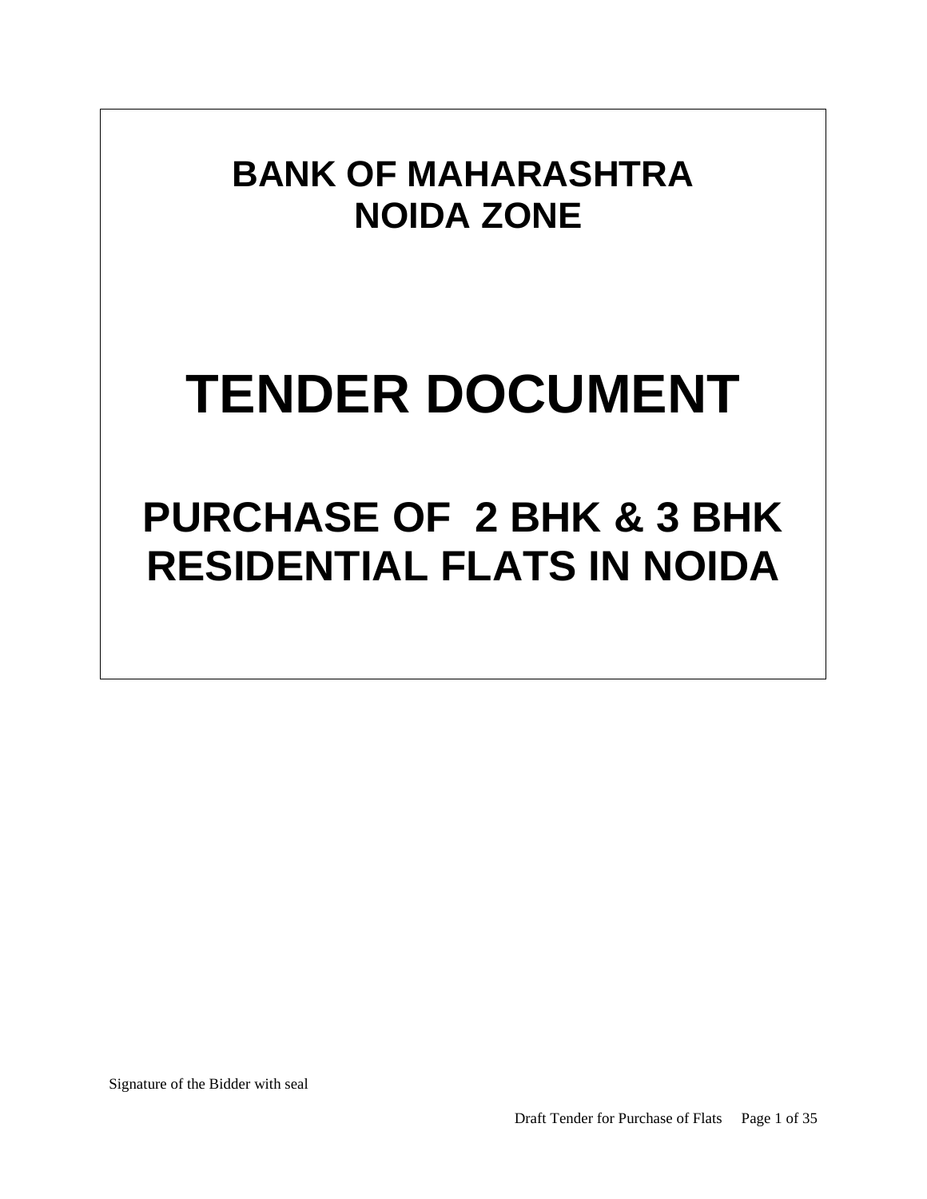# BANK OF MAHARASHTRA
# NOIDA ZONE

# TENDER DOCUMENT

# PURCHASE OF 2 BHK & 3 BHK RESIDENTIAL FLATS IN NOIDA

Signature of the Bidder with seal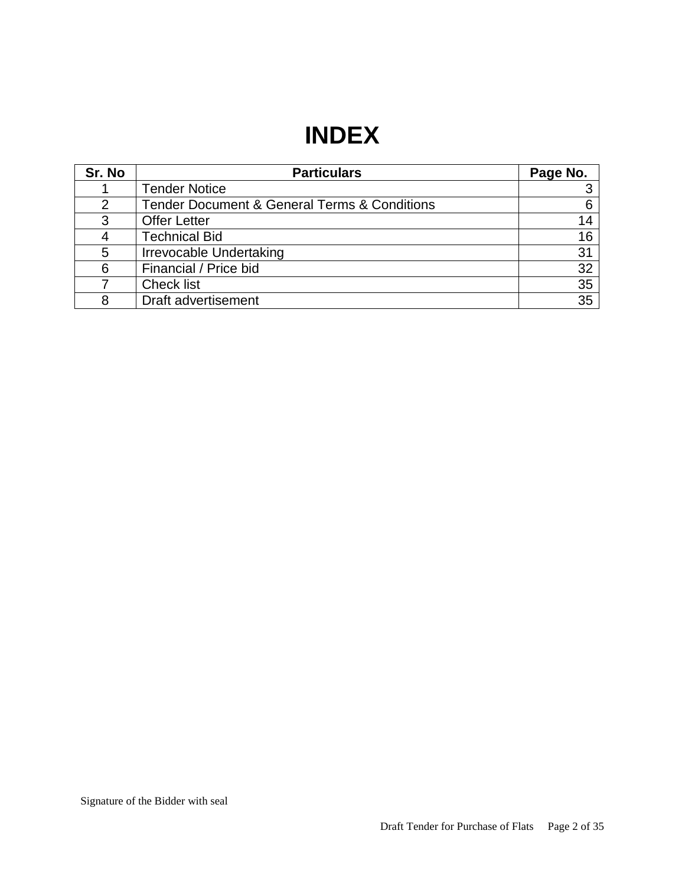# INDEX

| Sr. No | Particulars | Page No. |
|---|---|---|
| 1 | Tender Notice | 3 |
| 2 | Tender Document & General Terms & Conditions | 6 |
| 3 | Offer Letter | 14 |
| 4 | Technical Bid | 16 |
| 5 | Irrevocable Undertaking | 31 |
| 6 | Financial / Price bid | 32 |
| 7 | Check list | 35 |
| 8 | Draft advertisement | 35 |

Signature of the Bidder with seal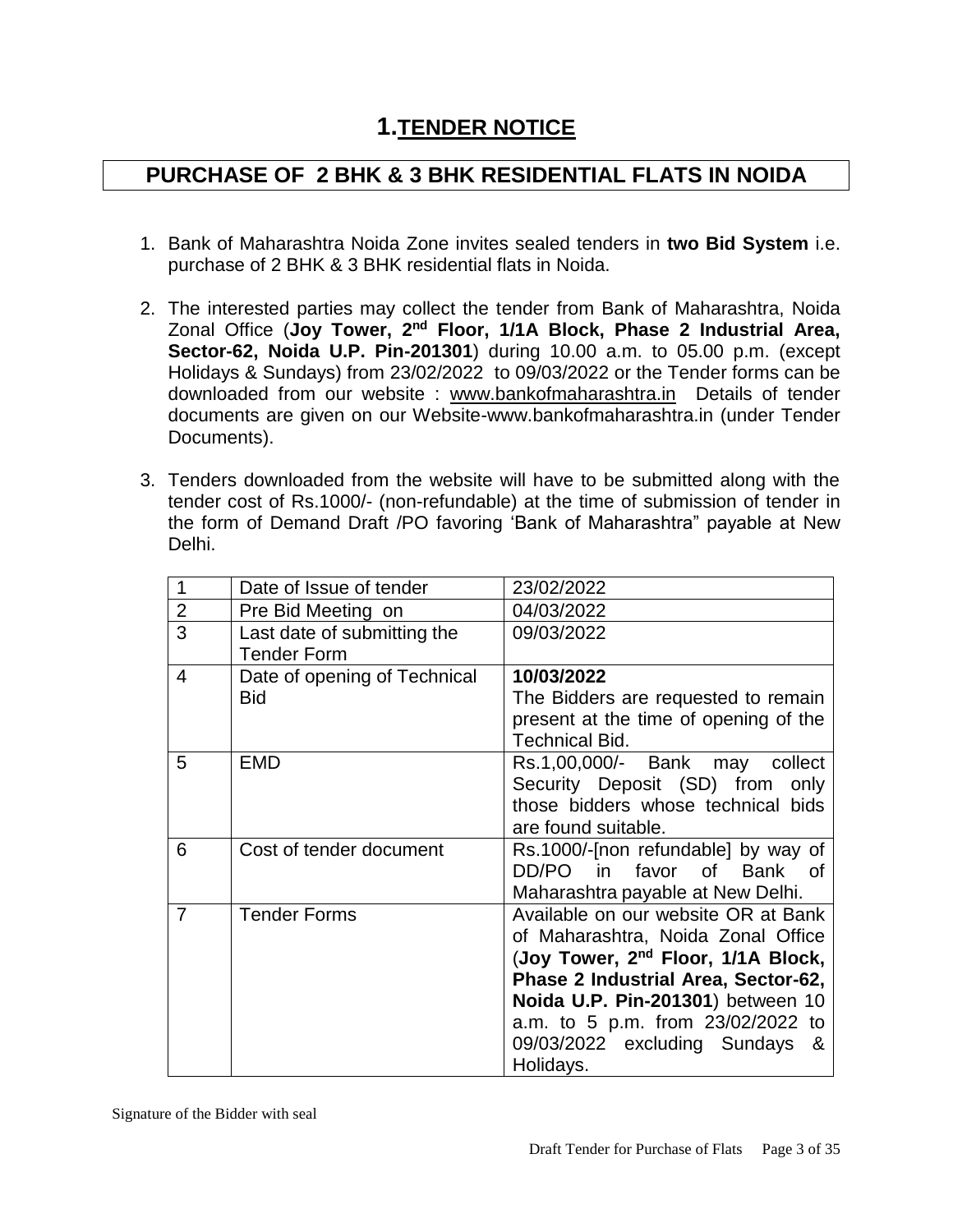# 1.TENDER NOTICE

## PURCHASE OF 2 BHK & 3 BHK RESIDENTIAL FLATS IN NOIDA

1. Bank of Maharashtra Noida Zone invites sealed tenders in **two Bid System** i.e. purchase of 2 BHK & 3 BHK residential flats in Noida.

2. The interested parties may collect the tender from Bank of Maharashtra, Noida Zonal Office (**Joy Tower, 2nd Floor, 1/1A Block, Phase 2 Industrial Area, Sector-62, Noida U.P. Pin-201301**) during 10.00 a.m. to 05.00 p.m. (except Holidays & Sundays) from 23/02/2022 to 09/03/2022 or the Tender forms can be downloaded from our website : www.bankofmaharashtra.in Details of tender documents are given on our Website-www.bankofmaharashtra.in (under Tender Documents).

3. Tenders downloaded from the website will have to be submitted along with the tender cost of Rs.1000/- (non-refundable) at the time of submission of tender in the form of Demand Draft /PO favoring 'Bank of Maharashtra" payable at New Delhi.

| | | |
|---|---|---|
| 1 | Date of Issue of tender | 23/02/2022 |
| 2 | Pre Bid Meeting on | 04/03/2022 |
| 3 | Last date of submitting the Tender Form | 09/03/2022 |
| 4 | Date of opening of Technical Bid | **10/03/2022** The Bidders are requested to remain present at the time of opening of the Technical Bid. |
| 5 | EMD | Rs.1,00,000/- Bank may collect Security Deposit (SD) from only those bidders whose technical bids are found suitable. |
| 6 | Cost of tender document | Rs.1000/-[non refundable] by way of DD/PO in favor of Bank of Maharashtra payable at New Delhi. |
| 7 | Tender Forms | Available on our website OR at Bank of Maharashtra, Noida Zonal Office (**Joy Tower, 2nd Floor, 1/1A Block, Phase 2 Industrial Area, Sector-62, Noida U.P. Pin-201301**) between 10 a.m. to 5 p.m. from 23/02/2022 to 09/03/2022 excluding Sundays & Holidays. |

Signature of the Bidder with seal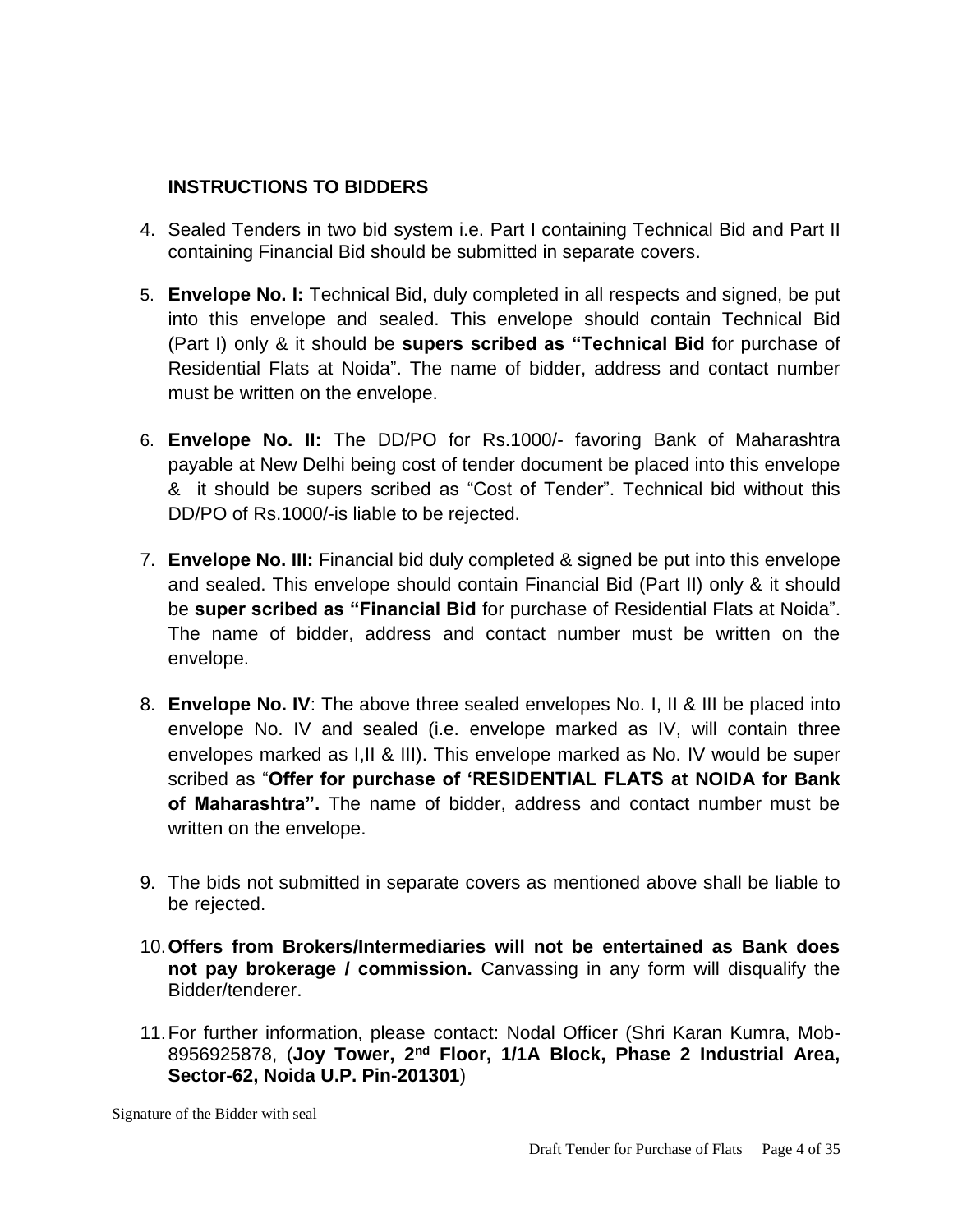## INSTRUCTIONS TO BIDDERS

4. Sealed Tenders in two bid system i.e. Part I containing Technical Bid and Part II containing Financial Bid should be submitted in separate covers.

5. **Envelope No. I:** Technical Bid, duly completed in all respects and signed, be put into this envelope and sealed. This envelope should contain Technical Bid (Part I) only & it should be **supers scribed as "Technical Bid** for purchase of Residential Flats at Noida". The name of bidder, address and contact number must be written on the envelope.

6. **Envelope No. II:** The DD/PO for Rs.1000/- favoring Bank of Maharashtra payable at New Delhi being cost of tender document be placed into this envelope & it should be supers scribed as "Cost of Tender". Technical bid without this DD/PO of Rs.1000/-is liable to be rejected.

7. **Envelope No. III:** Financial bid duly completed & signed be put into this envelope and sealed. This envelope should contain Financial Bid (Part II) only & it should be **super scribed as "Financial Bid** for purchase of Residential Flats at Noida". The name of bidder, address and contact number must be written on the envelope.

8. **Envelope No. IV**: The above three sealed envelopes No. I, II & III be placed into envelope No. IV and sealed (i.e. envelope marked as IV, will contain three envelopes marked as I,II & III). This envelope marked as No. IV would be super scribed as "**Offer for purchase of 'RESIDENTIAL FLATS at NOIDA for Bank of Maharashtra".** The name of bidder, address and contact number must be written on the envelope.

9. The bids not submitted in separate covers as mentioned above shall be liable to be rejected.

10. **Offers from Brokers/Intermediaries will not be entertained as Bank does not pay brokerage / commission.** Canvassing in any form will disqualify the Bidder/tenderer.

11. For further information, please contact: Nodal Officer (Shri Karan Kumra, Mob-8956925878, (**Joy Tower, 2nd Floor, 1/1A Block, Phase 2 Industrial Area, Sector-62, Noida U.P. Pin-201301**)

Signature of the Bidder with seal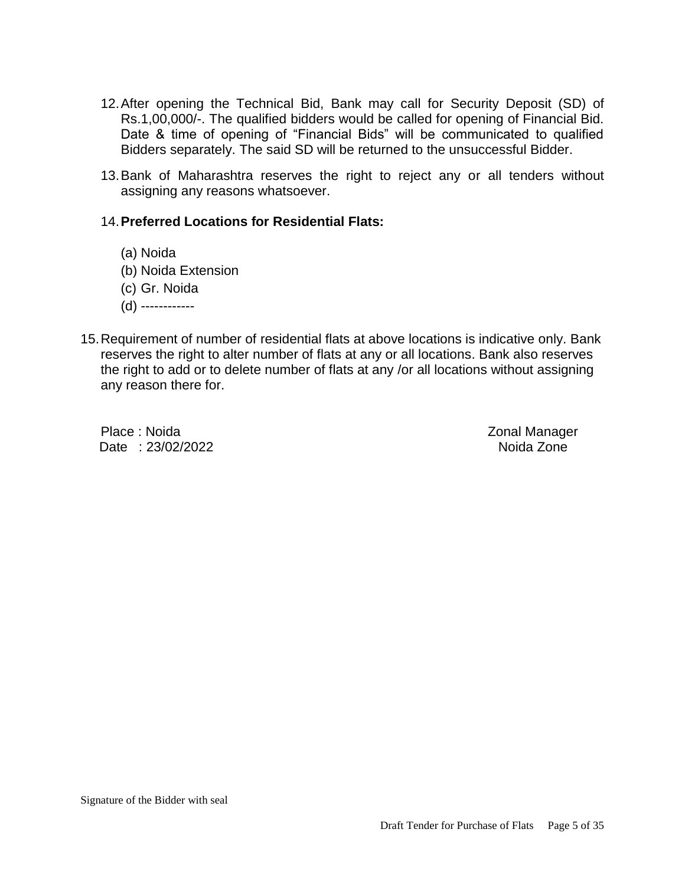12. After opening the Technical Bid, Bank may call for Security Deposit (SD) of Rs.1,00,000/-. The qualified bidders would be called for opening of Financial Bid. Date & time of opening of "Financial Bids" will be communicated to qualified Bidders separately. The said SD will be returned to the unsuccessful Bidder.

13. Bank of Maharashtra reserves the right to reject any or all tenders without assigning any reasons whatsoever.

14. **Preferred Locations for Residential Flats:**

    (a) Noida
    (b) Noida Extension
    (c) Gr. Noida
    (d) ------------

15. Requirement of number of residential flats at above locations is indicative only. Bank reserves the right to alter number of flats at any or all locations. Bank also reserves the right to add or to delete number of flats at any /or all locations without assigning any reason there for.

Place : Noida
Date : 23/02/2022

Zonal Manager
Noida Zone

Signature of the Bidder with seal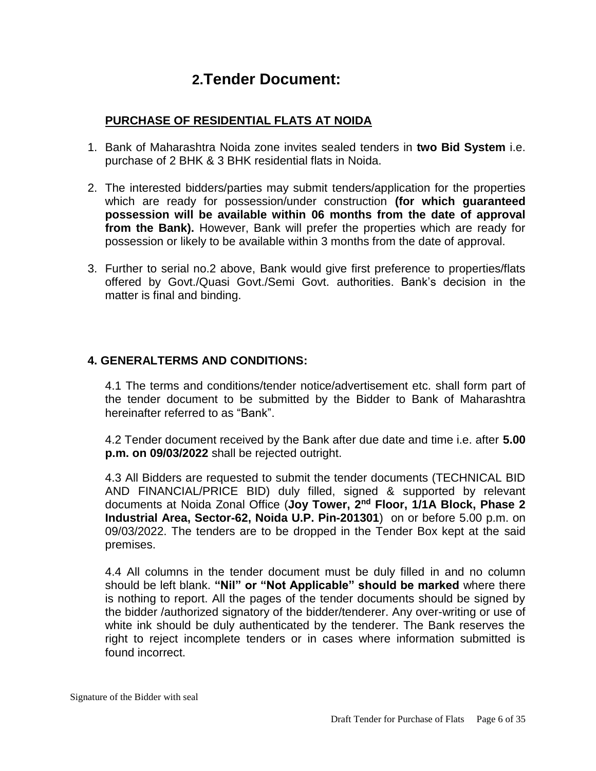# 2. Tender Document:

## PURCHASE OF RESIDENTIAL FLATS AT NOIDA

1. Bank of Maharashtra Noida zone invites sealed tenders in **two Bid System** i.e. purchase of 2 BHK & 3 BHK residential flats in Noida.

2. The interested bidders/parties may submit tenders/application for the properties which are ready for possession/under construction **(for which guaranteed possession will be available within 06 months from the date of approval from the Bank).** However, Bank will prefer the properties which are ready for possession or likely to be available within 3 months from the date of approval.

3. Further to serial no.2 above, Bank would give first preference to properties/flats offered by Govt./Quasi Govt./Semi Govt. authorities. Bank's decision in the matter is final and binding.

## 4. GENERALTERMS AND CONDITIONS:

4.1 The terms and conditions/tender notice/advertisement etc. shall form part of the tender document to be submitted by the Bidder to Bank of Maharashtra hereinafter referred to as "Bank".

4.2 Tender document received by the Bank after due date and time i.e. after **5.00 p.m. on 09/03/2022** shall be rejected outright.

4.3 All Bidders are requested to submit the tender documents (TECHNICAL BID AND FINANCIAL/PRICE BID) duly filled, signed & supported by relevant documents at Noida Zonal Office (**Joy Tower, 2nd Floor, 1/1A Block, Phase 2 Industrial Area, Sector-62, Noida U.P. Pin-201301**) on or before 5.00 p.m. on 09/03/2022. The tenders are to be dropped in the Tender Box kept at the said premises.

4.4 All columns in the tender document must be duly filled in and no column should be left blank. **"Nil" or "Not Applicable" should be marked** where there is nothing to report. All the pages of the tender documents should be signed by the bidder /authorized signatory of the bidder/tenderer. Any over-writing or use of white ink should be duly authenticated by the tenderer. The Bank reserves the right to reject incomplete tenders or in cases where information submitted is found incorrect.

Signature of the Bidder with seal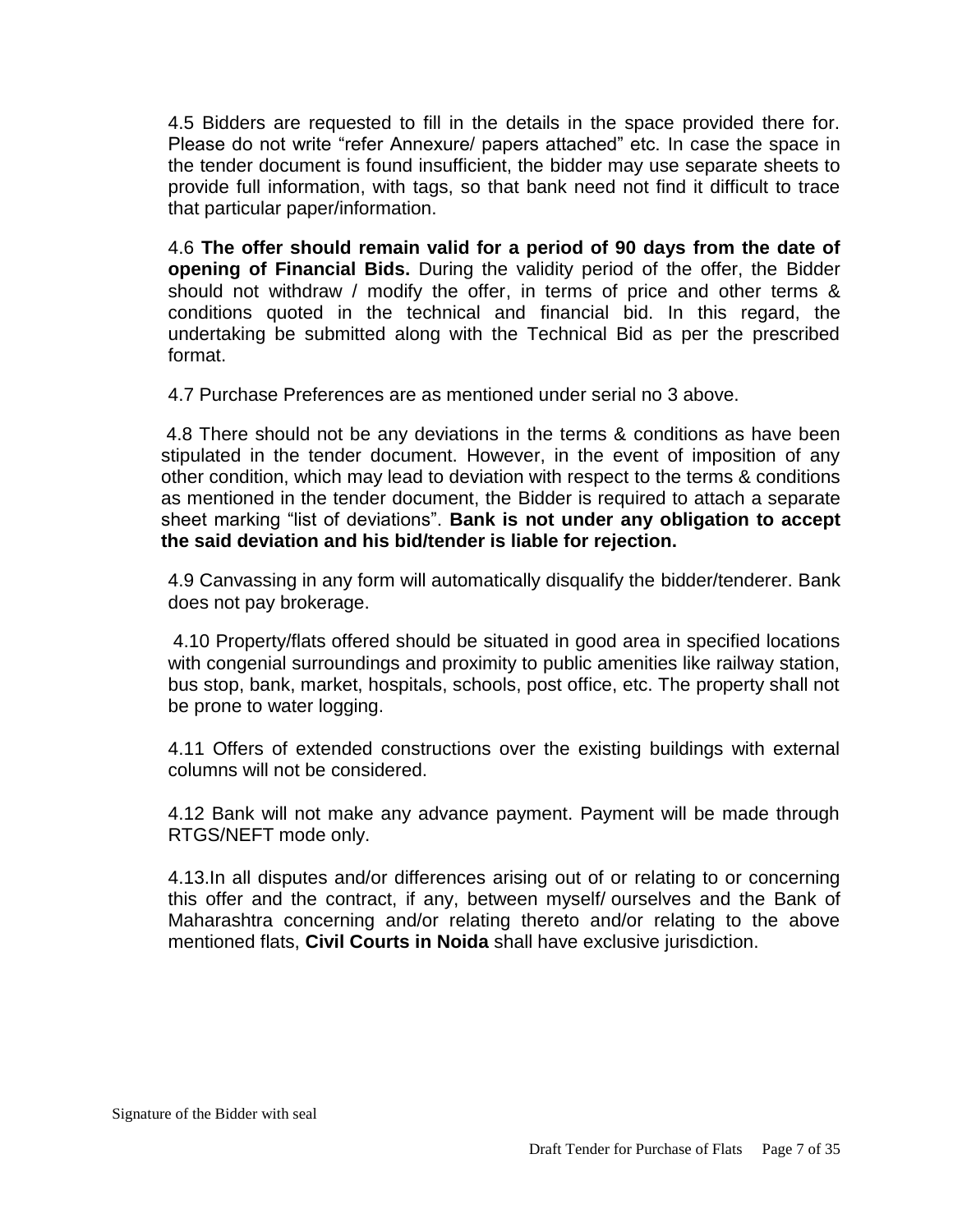4.5 Bidders are requested to fill in the details in the space provided there for. Please do not write “refer Annexure/ papers attached” etc. In case the space in the tender document is found insufficient, the bidder may use separate sheets to provide full information, with tags, so that bank need not find it difficult to trace that particular paper/information.

4.6 **The offer should remain valid for a period of 90 days from the date of opening of Financial Bids.** During the validity period of the offer, the Bidder should not withdraw / modify the offer, in terms of price and other terms & conditions quoted in the technical and financial bid. In this regard, the undertaking be submitted along with the Technical Bid as per the prescribed format.

4.7 Purchase Preferences are as mentioned under serial no 3 above.

4.8 There should not be any deviations in the terms & conditions as have been stipulated in the tender document. However, in the event of imposition of any other condition, which may lead to deviation with respect to the terms & conditions as mentioned in the tender document, the Bidder is required to attach a separate sheet marking “list of deviations”. **Bank is not under any obligation to accept the said deviation and his bid/tender is liable for rejection.**

4.9 Canvassing in any form will automatically disqualify the bidder/tenderer. Bank does not pay brokerage.

4.10 Property/flats offered should be situated in good area in specified locations with congenial surroundings and proximity to public amenities like railway station, bus stop, bank, market, hospitals, schools, post office, etc. The property shall not be prone to water logging.

4.11 Offers of extended constructions over the existing buildings with external columns will not be considered.

4.12 Bank will not make any advance payment. Payment will be made through RTGS/NEFT mode only.

4.13.In all disputes and/or differences arising out of or relating to or concerning this offer and the contract, if any, between myself/ ourselves and the Bank of Maharashtra concerning and/or relating thereto and/or relating to the above mentioned flats, **Civil Courts in Noida** shall have exclusive jurisdiction.

Signature of the Bidder with seal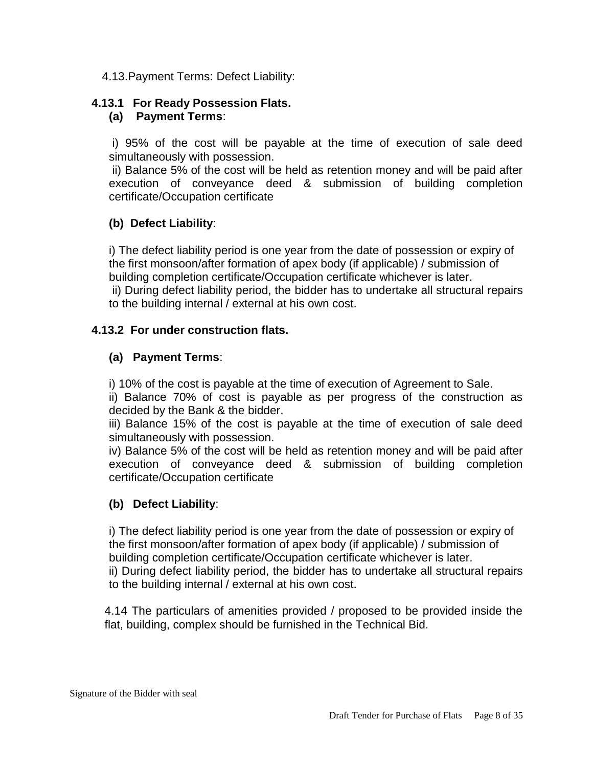4.13.Payment Terms: Defect Liability:

### 4.13.1 For Ready Possession Flats.

**(a) Payment Terms**:

i) 95% of the cost will be payable at the time of execution of sale deed simultaneously with possession.

ii) Balance 5% of the cost will be held as retention money and will be paid after execution of conveyance deed & submission of building completion certificate/Occupation certificate

**(b) Defect Liability**:

i) The defect liability period is one year from the date of possession or expiry of the first monsoon/after formation of apex body (if applicable) / submission of building completion certificate/Occupation certificate whichever is later.

ii) During defect liability period, the bidder has to undertake all structural repairs to the building internal / external at his own cost.

### 4.13.2 For under construction flats.

**(a) Payment Terms**:

i) 10% of the cost is payable at the time of execution of Agreement to Sale.

ii) Balance 70% of cost is payable as per progress of the construction as decided by the Bank & the bidder.

iii) Balance 15% of the cost is payable at the time of execution of sale deed simultaneously with possession.

iv) Balance 5% of the cost will be held as retention money and will be paid after execution of conveyance deed & submission of building completion certificate/Occupation certificate

**(b) Defect Liability**:

i) The defect liability period is one year from the date of possession or expiry of the first monsoon/after formation of apex body (if applicable) / submission of building completion certificate/Occupation certificate whichever is later.

ii) During defect liability period, the bidder has to undertake all structural repairs to the building internal / external at his own cost.

4.14 The particulars of amenities provided / proposed to be provided inside the flat, building, complex should be furnished in the Technical Bid.

Signature of the Bidder with seal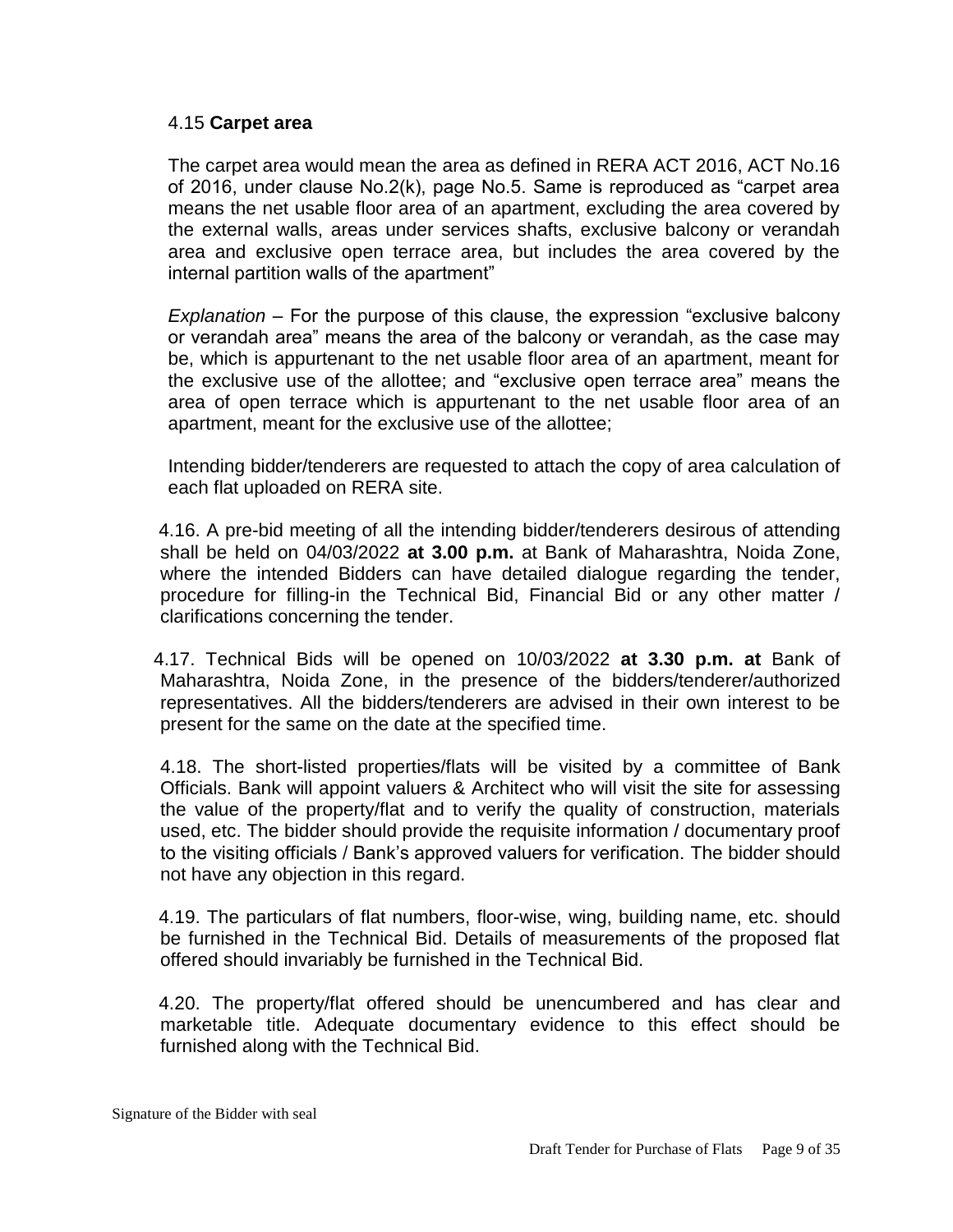4.15 **Carpet area**

The carpet area would mean the area as defined in RERA ACT 2016, ACT No.16 of 2016, under clause No.2(k), page No.5. Same is reproduced as "carpet area means the net usable floor area of an apartment, excluding the area covered by the external walls, areas under services shafts, exclusive balcony or verandah area and exclusive open terrace area, but includes the area covered by the internal partition walls of the apartment"

*Explanation* – For the purpose of this clause, the expression "exclusive balcony or verandah area" means the area of the balcony or verandah, as the case may be, which is appurtenant to the net usable floor area of an apartment, meant for the exclusive use of the allottee; and "exclusive open terrace area" means the area of open terrace which is appurtenant to the net usable floor area of an apartment, meant for the exclusive use of the allottee;

Intending bidder/tenderers are requested to attach the copy of area calculation of each flat uploaded on RERA site.

4.16. A pre-bid meeting of all the intending bidder/tenderers desirous of attending shall be held on 04/03/2022 **at 3.00 p.m.** at Bank of Maharashtra, Noida Zone, where the intended Bidders can have detailed dialogue regarding the tender, procedure for filling-in the Technical Bid, Financial Bid or any other matter / clarifications concerning the tender.

4.17. Technical Bids will be opened on 10/03/2022 **at 3.30 p.m. at** Bank of Maharashtra, Noida Zone, in the presence of the bidders/tenderer/authorized representatives. All the bidders/tenderers are advised in their own interest to be present for the same on the date at the specified time.

4.18. The short-listed properties/flats will be visited by a committee of Bank Officials. Bank will appoint valuers & Architect who will visit the site for assessing the value of the property/flat and to verify the quality of construction, materials used, etc. The bidder should provide the requisite information / documentary proof to the visiting officials / Bank's approved valuers for verification. The bidder should not have any objection in this regard.

4.19. The particulars of flat numbers, floor-wise, wing, building name, etc. should be furnished in the Technical Bid. Details of measurements of the proposed flat offered should invariably be furnished in the Technical Bid.

4.20. The property/flat offered should be unencumbered and has clear and marketable title. Adequate documentary evidence to this effect should be furnished along with the Technical Bid.

Signature of the Bidder with seal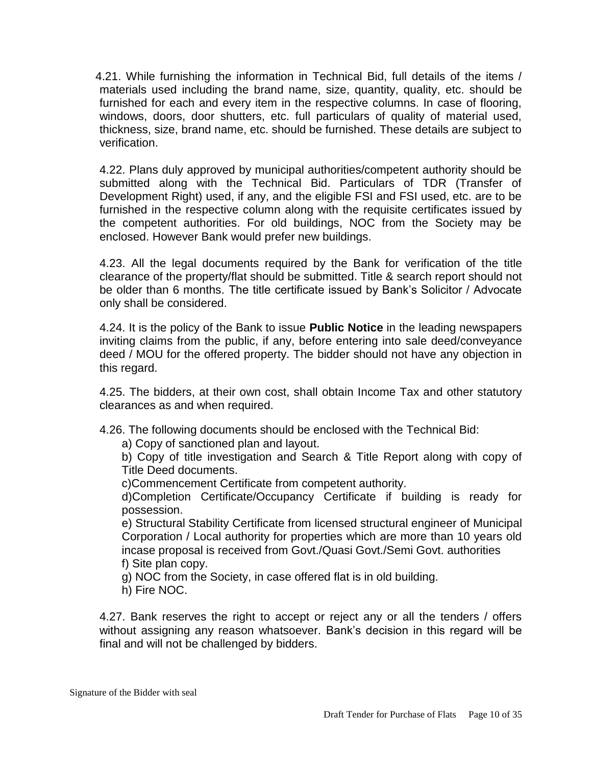4.21. While furnishing the information in Technical Bid, full details of the items / materials used including the brand name, size, quantity, quality, etc. should be furnished for each and every item in the respective columns. In case of flooring, windows, doors, door shutters, etc. full particulars of quality of material used, thickness, size, brand name, etc. should be furnished. These details are subject to verification.

4.22. Plans duly approved by municipal authorities/competent authority should be submitted along with the Technical Bid. Particulars of TDR (Transfer of Development Right) used, if any, and the eligible FSI and FSI used, etc. are to be furnished in the respective column along with the requisite certificates issued by the competent authorities. For old buildings, NOC from the Society may be enclosed. However Bank would prefer new buildings.

4.23. All the legal documents required by the Bank for verification of the title clearance of the property/flat should be submitted. Title & search report should not be older than 6 months. The title certificate issued by Bank's Solicitor / Advocate only shall be considered.

4.24. It is the policy of the Bank to issue **Public Notice** in the leading newspapers inviting claims from the public, if any, before entering into sale deed/conveyance deed / MOU for the offered property. The bidder should not have any objection in this regard.

4.25. The bidders, at their own cost, shall obtain Income Tax and other statutory clearances as and when required.

4.26. The following documents should be enclosed with the Technical Bid:

a) Copy of sanctioned plan and layout.

b) Copy of title investigation and Search & Title Report along with copy of Title Deed documents.

c)Commencement Certificate from competent authority.

d)Completion Certificate/Occupancy Certificate if building is ready for possession.

e) Structural Stability Certificate from licensed structural engineer of Municipal Corporation / Local authority for properties which are more than 10 years old incase proposal is received from Govt./Quasi Govt./Semi Govt. authorities

f) Site plan copy.

g) NOC from the Society, in case offered flat is in old building.

h) Fire NOC.

4.27. Bank reserves the right to accept or reject any or all the tenders / offers without assigning any reason whatsoever. Bank's decision in this regard will be final and will not be challenged by bidders.

Signature of the Bidder with seal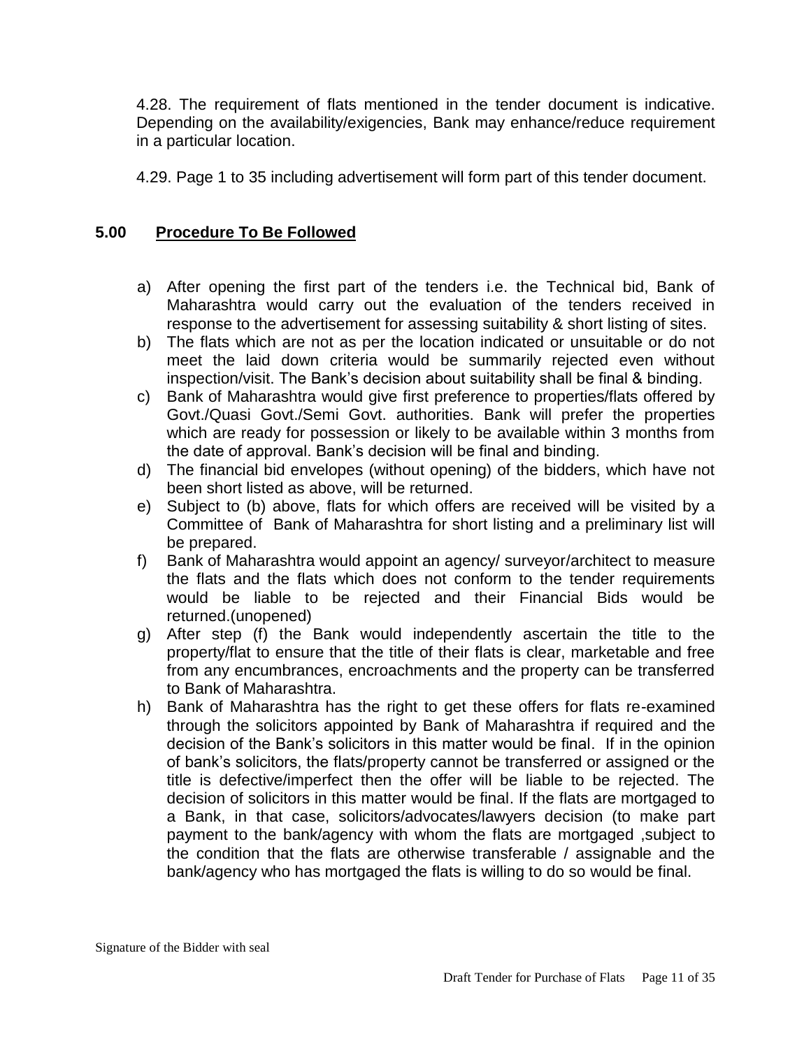4.28. The requirement of flats mentioned in the tender document is indicative. Depending on the availability/exigencies, Bank may enhance/reduce requirement in a particular location.

4.29. Page 1 to 35 including advertisement will form part of this tender document.

## 5.00 Procedure To Be Followed

a) After opening the first part of the tenders i.e. the Technical bid, Bank of Maharashtra would carry out the evaluation of the tenders received in response to the advertisement for assessing suitability & short listing of sites.

b) The flats which are not as per the location indicated or unsuitable or do not meet the laid down criteria would be summarily rejected even without inspection/visit. The Bank's decision about suitability shall be final & binding.

c) Bank of Maharashtra would give first preference to properties/flats offered by Govt./Quasi Govt./Semi Govt. authorities. Bank will prefer the properties which are ready for possession or likely to be available within 3 months from the date of approval. Bank's decision will be final and binding.

d) The financial bid envelopes (without opening) of the bidders, which have not been short listed as above, will be returned.

e) Subject to (b) above, flats for which offers are received will be visited by a Committee of Bank of Maharashtra for short listing and a preliminary list will be prepared.

f) Bank of Maharashtra would appoint an agency/ surveyor/architect to measure the flats and the flats which does not conform to the tender requirements would be liable to be rejected and their Financial Bids would be returned.(unopened)

g) After step (f) the Bank would independently ascertain the title to the property/flat to ensure that the title of their flats is clear, marketable and free from any encumbrances, encroachments and the property can be transferred to Bank of Maharashtra.

h) Bank of Maharashtra has the right to get these offers for flats re-examined through the solicitors appointed by Bank of Maharashtra if required and the decision of the Bank's solicitors in this matter would be final. If in the opinion of bank's solicitors, the flats/property cannot be transferred or assigned or the title is defective/imperfect then the offer will be liable to be rejected. The decision of solicitors in this matter would be final. If the flats are mortgaged to a Bank, in that case, solicitors/advocates/lawyers decision (to make part payment to the bank/agency with whom the flats are mortgaged ,subject to the condition that the flats are otherwise transferable / assignable and the bank/agency who has mortgaged the flats is willing to do so would be final.

Signature of the Bidder with seal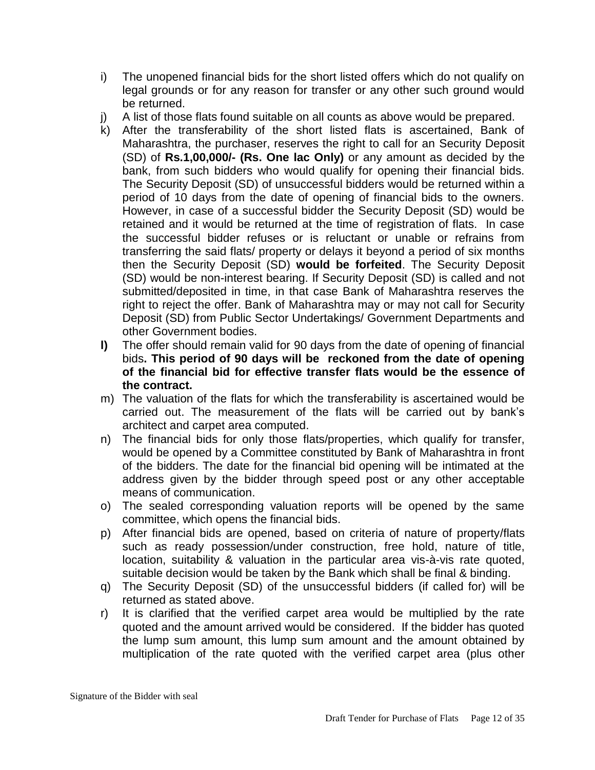i) The unopened financial bids for the short listed offers which do not qualify on legal grounds or for any reason for transfer or any other such ground would be returned.

j) A list of those flats found suitable on all counts as above would be prepared.

k) After the transferability of the short listed flats is ascertained, Bank of Maharashtra, the purchaser, reserves the right to call for an Security Deposit (SD) of **Rs.1,00,000/- (Rs. One lac Only)** or any amount as decided by the bank, from such bidders who would qualify for opening their financial bids. The Security Deposit (SD) of unsuccessful bidders would be returned within a period of 10 days from the date of opening of financial bids to the owners. However, in case of a successful bidder the Security Deposit (SD) would be retained and it would be returned at the time of registration of flats. In case the successful bidder refuses or is reluctant or unable or refrains from transferring the said flats/ property or delays it beyond a period of six months then the Security Deposit (SD) **would be forfeited**. The Security Deposit (SD) would be non-interest bearing. If Security Deposit (SD) is called and not submitted/deposited in time, in that case Bank of Maharashtra reserves the right to reject the offer. Bank of Maharashtra may or may not call for Security Deposit (SD) from Public Sector Undertakings/ Government Departments and other Government bodies.

**l)** The offer should remain valid for 90 days from the date of opening of financial bids**. This period of 90 days will be reckoned from the date of opening of the financial bid for effective transfer flats would be the essence of the contract.**

m) The valuation of the flats for which the transferability is ascertained would be carried out. The measurement of the flats will be carried out by bank's architect and carpet area computed.

n) The financial bids for only those flats/properties, which qualify for transfer, would be opened by a Committee constituted by Bank of Maharashtra in front of the bidders. The date for the financial bid opening will be intimated at the address given by the bidder through speed post or any other acceptable means of communication.

o) The sealed corresponding valuation reports will be opened by the same committee, which opens the financial bids.

p) After financial bids are opened, based on criteria of nature of property/flats such as ready possession/under construction, free hold, nature of title, location, suitability & valuation in the particular area vis-à-vis rate quoted, suitable decision would be taken by the Bank which shall be final & binding.

q) The Security Deposit (SD) of the unsuccessful bidders (if called for) will be returned as stated above.

r) It is clarified that the verified carpet area would be multiplied by the rate quoted and the amount arrived would be considered. If the bidder has quoted the lump sum amount, this lump sum amount and the amount obtained by multiplication of the rate quoted with the verified carpet area (plus other

Signature of the Bidder with seal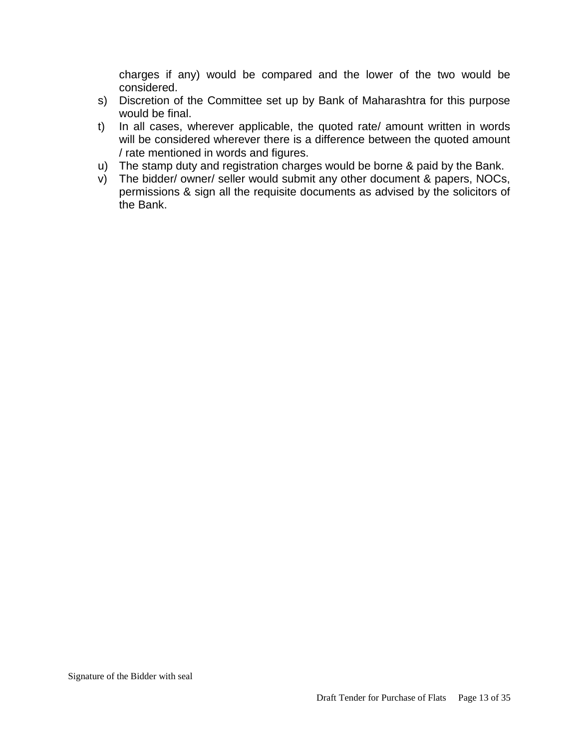charges if any) would be compared and the lower of the two would be considered.

s) Discretion of the Committee set up by Bank of Maharashtra for this purpose would be final.

t) In all cases, wherever applicable, the quoted rate/ amount written in words will be considered wherever there is a difference between the quoted amount / rate mentioned in words and figures.

u) The stamp duty and registration charges would be borne & paid by the Bank.

v) The bidder/ owner/ seller would submit any other document & papers, NOCs, permissions & sign all the requisite documents as advised by the solicitors of the Bank.

Signature of the Bidder with seal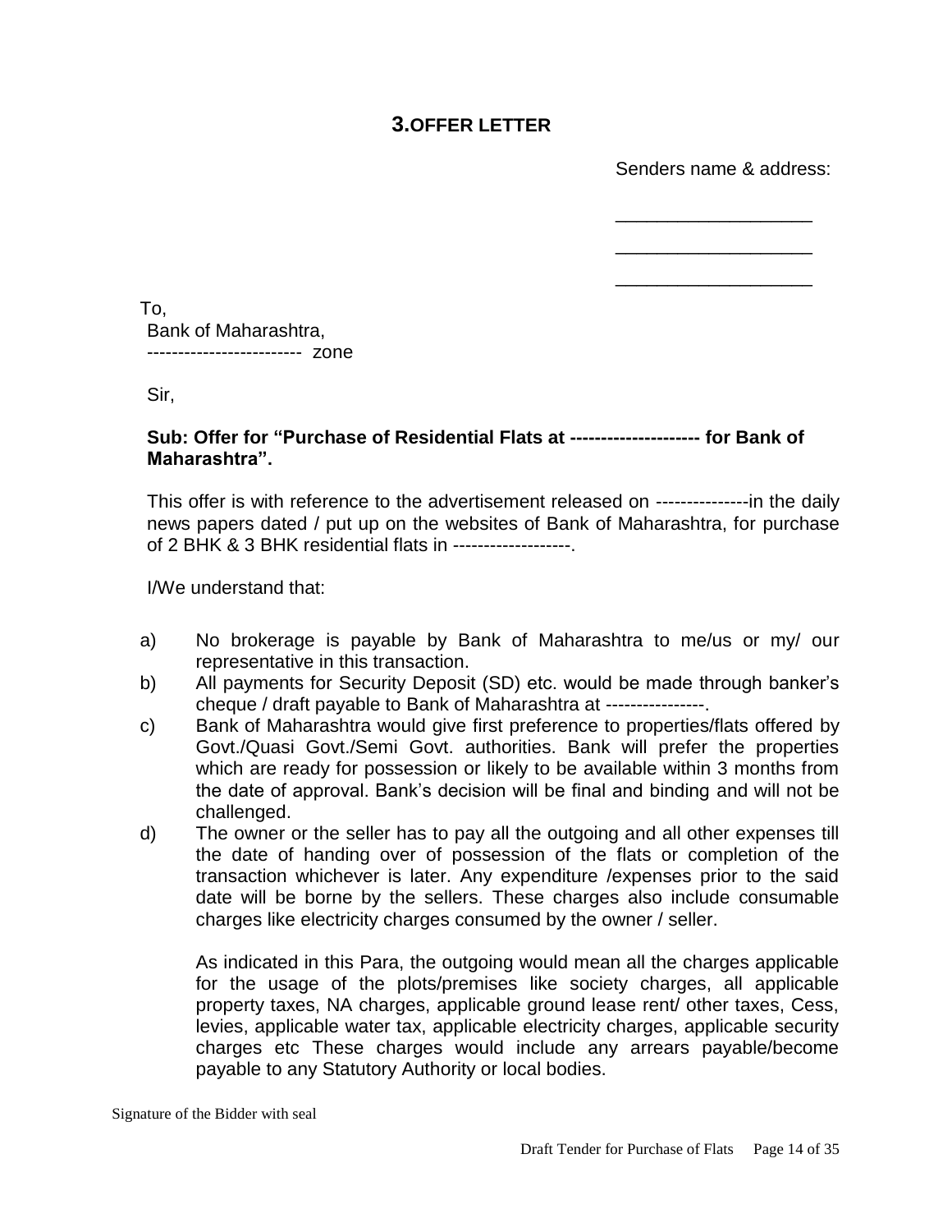## 3.OFFER LETTER

Senders name & address:

\_\_\_\_\_\_\_\_\_\_\_\_\_\_\_\_\_\_\_\_

\_\_\_\_\_\_\_\_\_\_\_\_\_\_\_\_\_\_\_\_

\_\_\_\_\_\_\_\_\_\_\_\_\_\_\_\_\_\_\_\_

To,
Bank of Maharashtra,
------------------------- zone

Sir,

**Sub: Offer for "Purchase of Residential Flats at --------------------- for Bank of Maharashtra".**

This offer is with reference to the advertisement released on ---------------in the daily news papers dated / put up on the websites of Bank of Maharashtra, for purchase of 2 BHK & 3 BHK residential flats in -------------------.

I/We understand that:

a) No brokerage is payable by Bank of Maharashtra to me/us or my/ our representative in this transaction.

b) All payments for Security Deposit (SD) etc. would be made through banker's cheque / draft payable to Bank of Maharashtra at ----------------.

c) Bank of Maharashtra would give first preference to properties/flats offered by Govt./Quasi Govt./Semi Govt. authorities. Bank will prefer the properties which are ready for possession or likely to be available within 3 months from the date of approval. Bank's decision will be final and binding and will not be challenged.

d) The owner or the seller has to pay all the outgoing and all other expenses till the date of handing over of possession of the flats or completion of the transaction whichever is later. Any expenditure /expenses prior to the said date will be borne by the sellers. These charges also include consumable charges like electricity charges consumed by the owner / seller.

   As indicated in this Para, the outgoing would mean all the charges applicable for the usage of the plots/premises like society charges, all applicable property taxes, NA charges, applicable ground lease rent/ other taxes, Cess, levies, applicable water tax, applicable electricity charges, applicable security charges etc These charges would include any arrears payable/become payable to any Statutory Authority or local bodies.

Signature of the Bidder with seal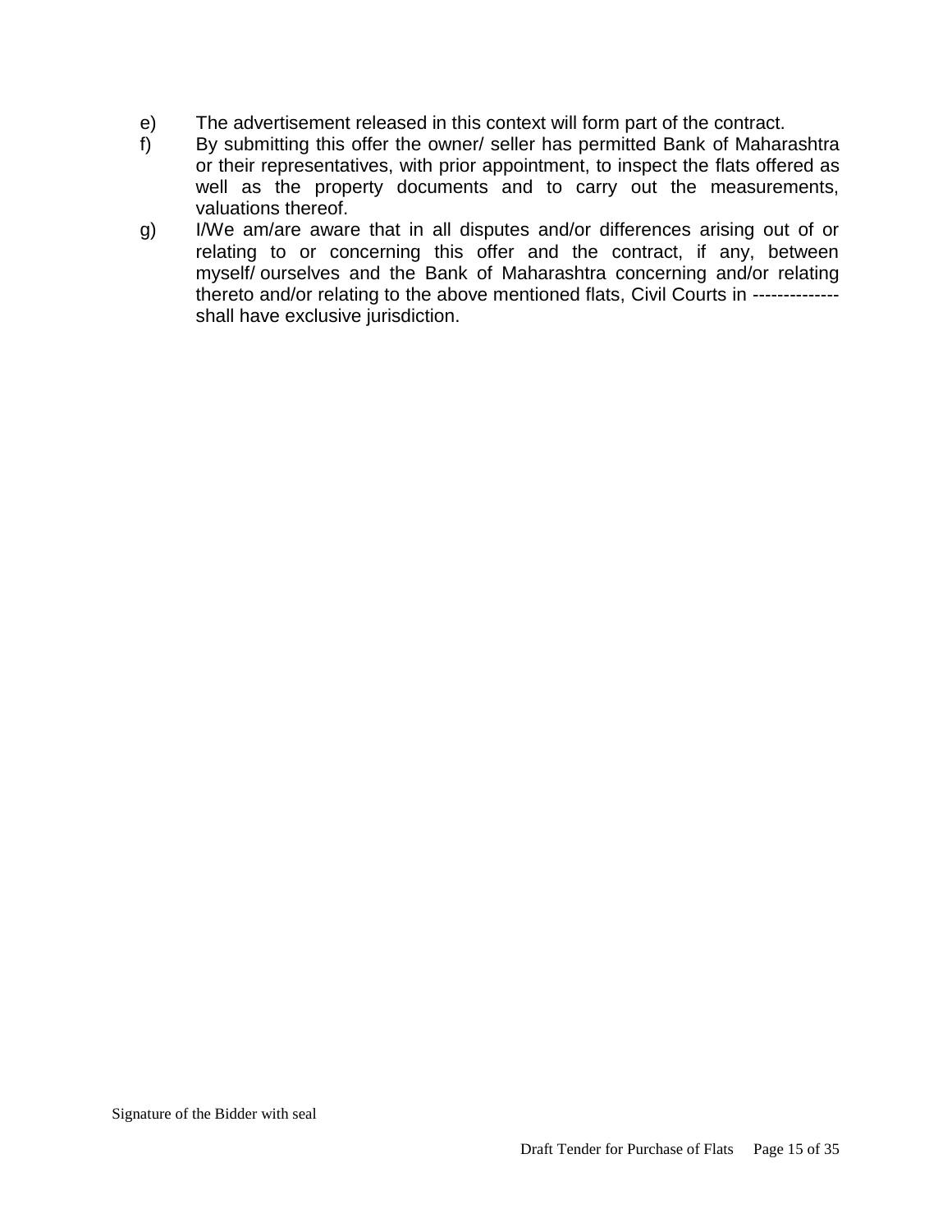e) The advertisement released in this context will form part of the contract.

f) By submitting this offer the owner/ seller has permitted Bank of Maharashtra or their representatives, with prior appointment, to inspect the flats offered as well as the property documents and to carry out the measurements, valuations thereof.

g) I/We am/are aware that in all disputes and/or differences arising out of or relating to or concerning this offer and the contract, if any, between myself/ ourselves and the Bank of Maharashtra concerning and/or relating thereto and/or relating to the above mentioned flats, Civil Courts in -------------- shall have exclusive jurisdiction.

Signature of the Bidder with seal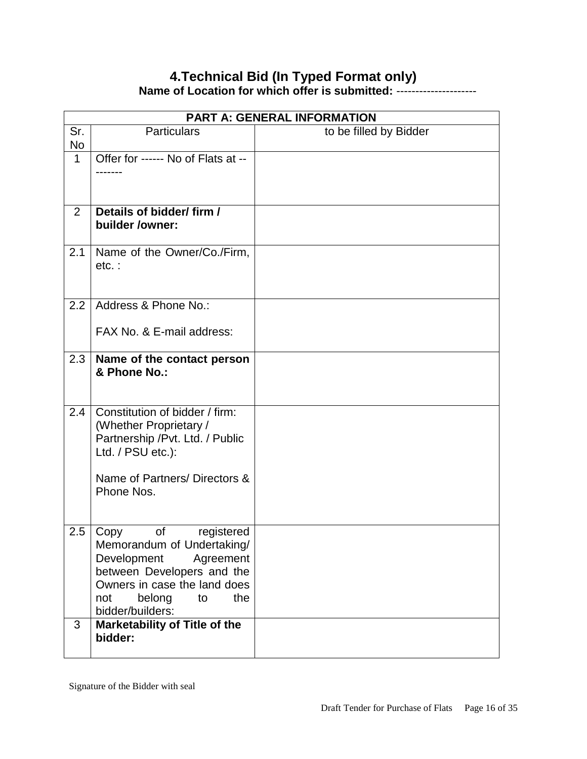## 4.Technical Bid (In Typed Format only)

**Name of Location for which offer is submitted:** ---------------------

| **PART A: GENERAL INFORMATION** | | |
|---|---|---|
| Sr. No | Particulars | to be filled by Bidder |
| 1 | Offer for ------ No of Flats at -------- | |
| 2 | **Details of bidder/ firm / builder /owner:** | |
| 2.1 | Name of the Owner/Co./Firm, etc. : | |
| 2.2 | Address & Phone No.:<br><br>FAX No. & E-mail address: | |
| 2.3 | **Name of the contact person & Phone No.:** | |
| 2.4 | Constitution of bidder / firm: (Whether Proprietary / Partnership /Pvt. Ltd. / Public Ltd. / PSU etc.):<br><br>Name of Partners/ Directors & Phone Nos. | |
| 2.5 | Copy of registered Memorandum of Undertaking/ Development Agreement between Developers and the Owners in case the land does not belong to the bidder/builders: | |
| 3 | **Marketability of Title of the bidder:** | |

Signature of the Bidder with seal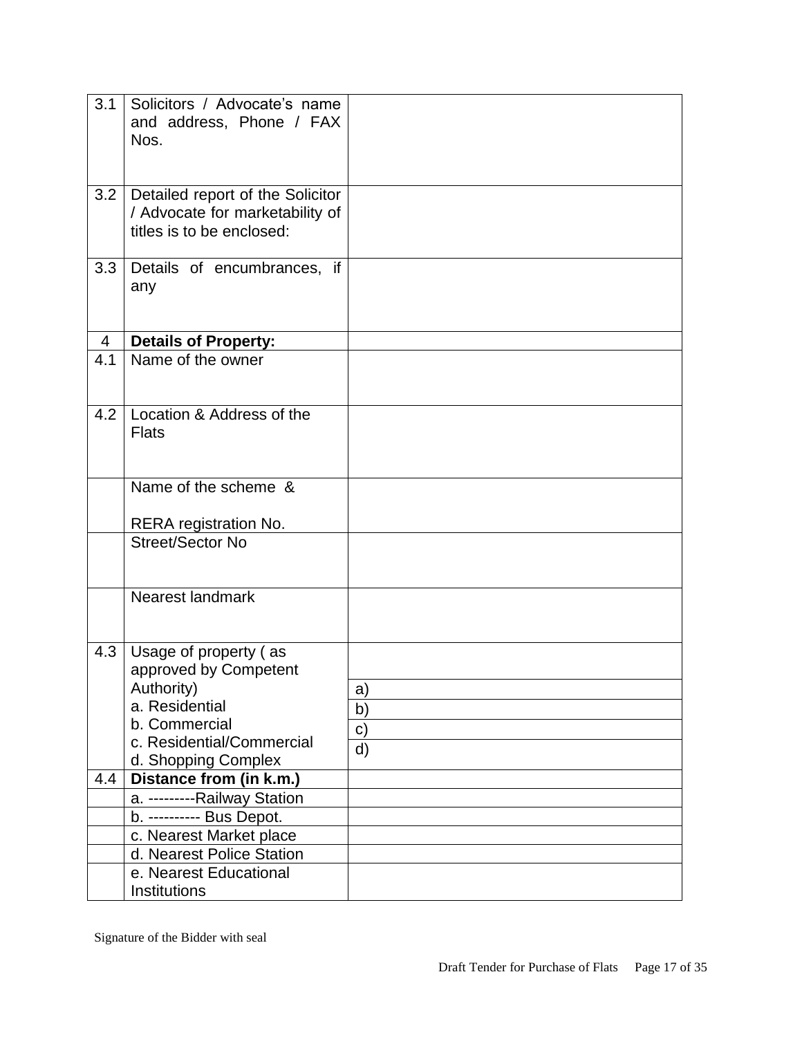| | | |
|---|---|---|
| 3.1 | Solicitors / Advocate's name and address, Phone / FAX Nos. | |
| 3.2 | Detailed report of the Solicitor / Advocate for marketability of titles is to be enclosed: | |
| 3.3 | Details of encumbrances, if any | |
| 4 | **Details of Property:** | |
| 4.1 | Name of the owner | |
| 4.2 | Location & Address of the Flats | |
| | Name of the scheme & RERA registration No. | |
| | Street/Sector No | |
| | Nearest landmark | |
| 4.3 | Usage of property ( as approved by Competent Authority)<br>a. Residential<br>b. Commercial<br>c. Residential/Commercial<br>d. Shopping Complex | <br>a)<br>b)<br>c)<br>d) |
| 4.4 | **Distance from (in k.m.)** | |
| | a. ---------Railway Station | |
| | b. ---------- Bus Depot. | |
| | c. Nearest Market place | |
| | d. Nearest Police Station | |
| | e. Nearest Educational Institutions | |

Signature of the Bidder with seal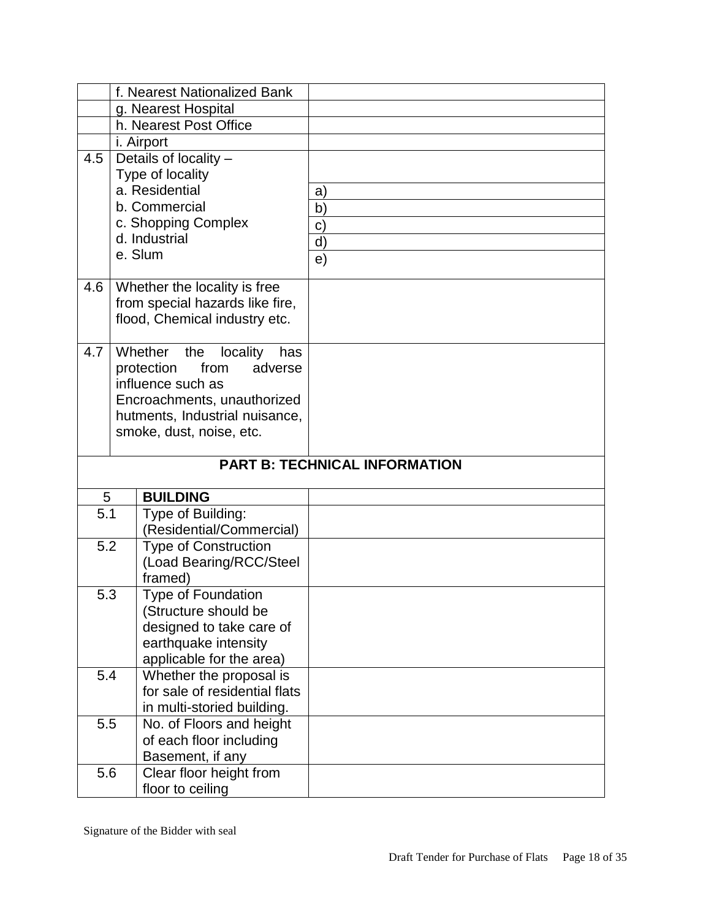|  |  |  |
|---|---|---|
|  | f. Nearest Nationalized Bank |  |
|  | g. Nearest Hospital |  |
|  | h. Nearest Post Office |  |
|  | i. Airport |  |
| 4.5 | Details of locality – Type of locality<br>a. Residential<br>b. Commercial<br>c. Shopping Complex<br>d. Industrial<br>e. Slum | a)<br>b)<br>c)<br>d)<br>e) |
| 4.6 | Whether the locality is free from special hazards like fire, flood, Chemical industry etc. |  |
| 4.7 | Whether the locality has protection from adverse influence such as Encroachments, unauthorized hutments, Industrial nuisance, smoke, dust, noise, etc. |  |

**PART B: TECHNICAL INFORMATION**

|  |  |  |
|---|---|---|
| 5 | **BUILDING** |  |
| 5.1 | Type of Building: (Residential/Commercial) |  |
| 5.2 | Type of Construction (Load Bearing/RCC/Steel framed) |  |
| 5.3 | Type of Foundation (Structure should be designed to take care of earthquake intensity applicable for the area) |  |
| 5.4 | Whether the proposal is for sale of residential flats in multi-storied building. |  |
| 5.5 | No. of Floors and height of each floor including Basement, if any |  |
| 5.6 | Clear floor height from floor to ceiling |  |

Signature of the Bidder with seal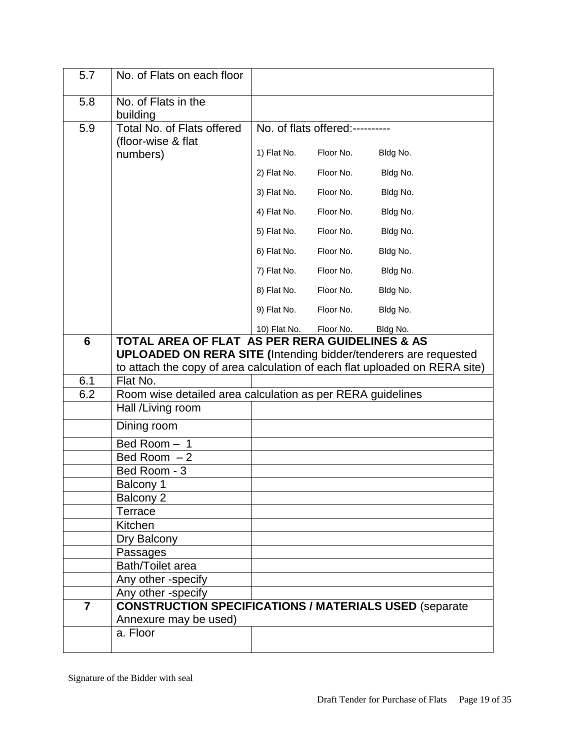| | | |
|---|---|---|
| 5.7 | No. of Flats on each floor | |
| 5.8 | No. of Flats in the building | |
| 5.9 | Total No. of Flats offered (floor-wise & flat numbers) | No. of flats offered:----------<br>1) Flat No. Floor No. Bldg No.<br>2) Flat No. Floor No. Bldg No.<br>3) Flat No. Floor No. Bldg No.<br>4) Flat No. Floor No. Bldg No.<br>5) Flat No. Floor No. Bldg No.<br>6) Flat No. Floor No. Bldg No.<br>7) Flat No. Floor No. Bldg No.<br>8) Flat No. Floor No. Bldg No.<br>9) Flat No. Floor No. Bldg No.<br>10) Flat No. Floor No. Bldg No. |
| **6** | **TOTAL AREA OF FLAT AS PER RERA GUIDELINES & AS UPLOADED ON RERA SITE (**Intending bidder/tenderers are requested to attach the copy of area calculation of each flat uploaded on RERA site) | |
| 6.1 | Flat No. | |
| 6.2 | Room wise detailed area calculation as per RERA guidelines | |
| | Hall /Living room | |
| | Dining room | |
| | Bed Room – 1 | |
| | Bed Room – 2 | |
| | Bed Room - 3 | |
| | Balcony 1 | |
| | Balcony 2 | |
| | Terrace | |
| | Kitchen | |
| | Dry Balcony | |
| | Passages | |
| | Bath/Toilet area | |
| | Any other -specify | |
| | Any other -specify | |
| **7** | **CONSTRUCTION SPECIFICATIONS / MATERIALS USED** (separate Annexure may be used) | |
| | a. Floor | |

Signature of the Bidder with seal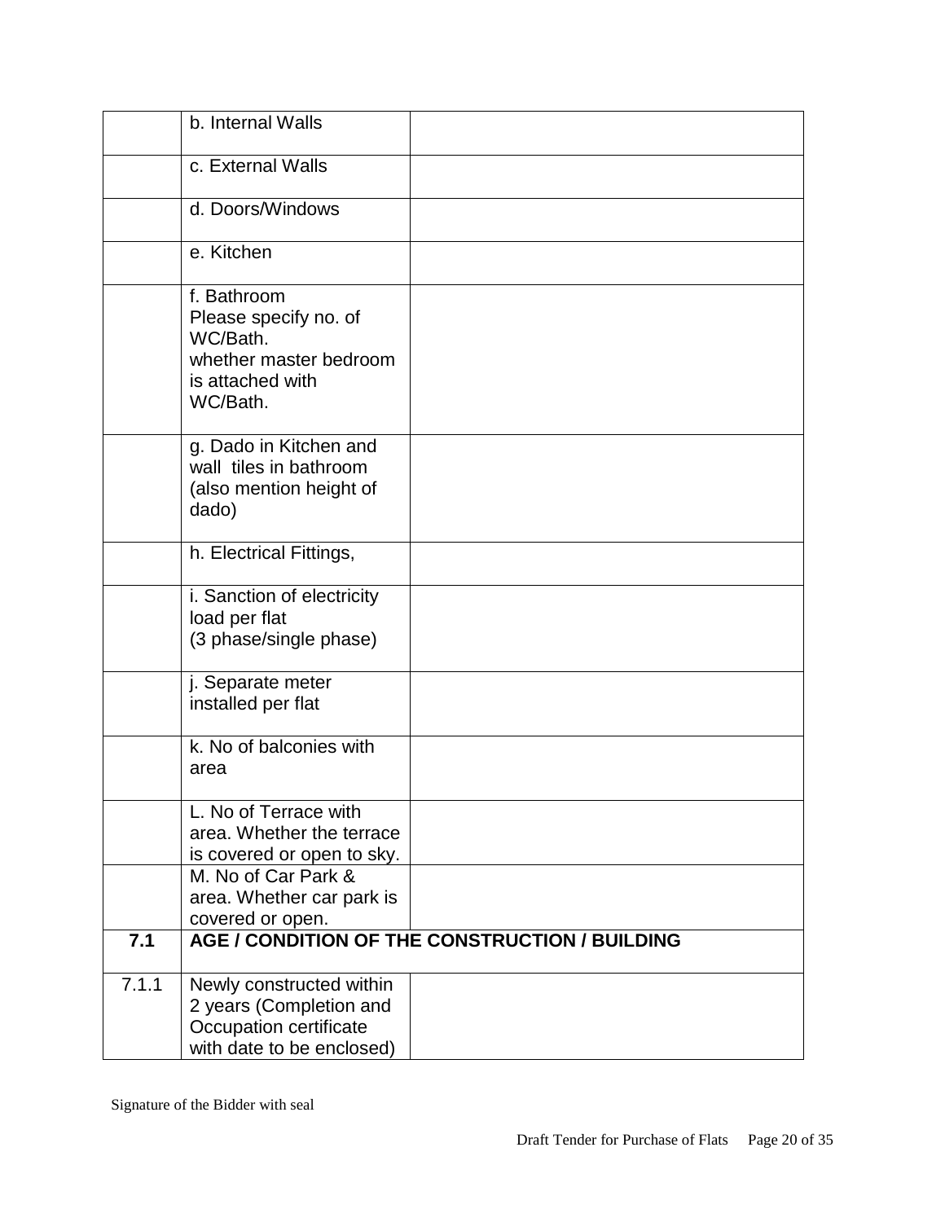| | | |
|---|---|---|
| | b. Internal Walls | |
| | c. External Walls | |
| | d. Doors/Windows | |
| | e. Kitchen | |
| | f. Bathroom<br>Please specify no. of WC/Bath.<br>whether master bedroom is attached with WC/Bath. | |
| | g. Dado in Kitchen and wall tiles in bathroom (also mention height of dado) | |
| | h. Electrical Fittings, | |
| | i. Sanction of electricity load per flat<br>(3 phase/single phase) | |
| | j. Separate meter installed per flat | |
| | k. No of balconies with area | |
| | L. No of Terrace with area. Whether the terrace is covered or open to sky. | |
| | M. No of Car Park & area. Whether car park is covered or open. | |
| **7.1** | **AGE / CONDITION OF THE CONSTRUCTION / BUILDING** | |
| 7.1.1 | Newly constructed within 2 years (Completion and Occupation certificate with date to be enclosed) | |

Signature of the Bidder with seal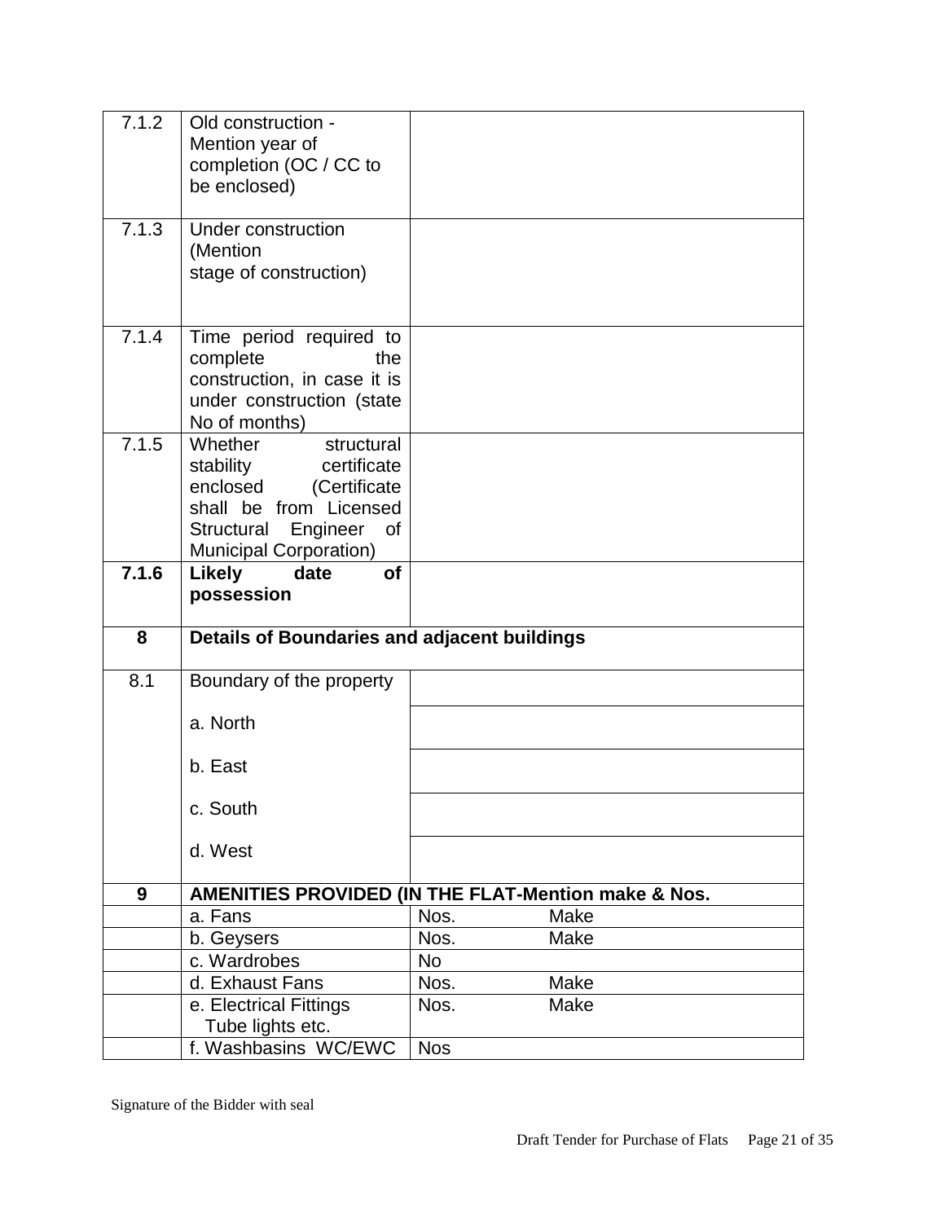| | | |
|---|---|---|
| 7.1.2 | Old construction - Mention year of completion (OC / CC to be enclosed) | |
| 7.1.3 | Under construction (Mention stage of construction) | |
| 7.1.4 | Time period required to complete the construction, in case it is under construction (state No of months) | |
| 7.1.5 | Whether structural stability certificate enclosed (Certificate shall be from Licensed Structural Engineer of Municipal Corporation) | |
| **7.1.6** | **Likely date of possession** | |
| **8** | **Details of Boundaries and adjacent buildings** | |
| 8.1 | Boundary of the property | |
| | a. North | |
| | b. East | |
| | c. South | |
| | d. West | |
| **9** | **AMENITIES PROVIDED (IN THE FLAT-Mention make & Nos.** | |
| | a. Fans | Nos. Make |
| | b. Geysers | Nos. Make |
| | c. Wardrobes | No |
| | d. Exhaust Fans | Nos. Make |
| | e. Electrical Fittings Tube lights etc. | Nos. Make |
| | f. Washbasins WC/EWC | Nos |

Signature of the Bidder with seal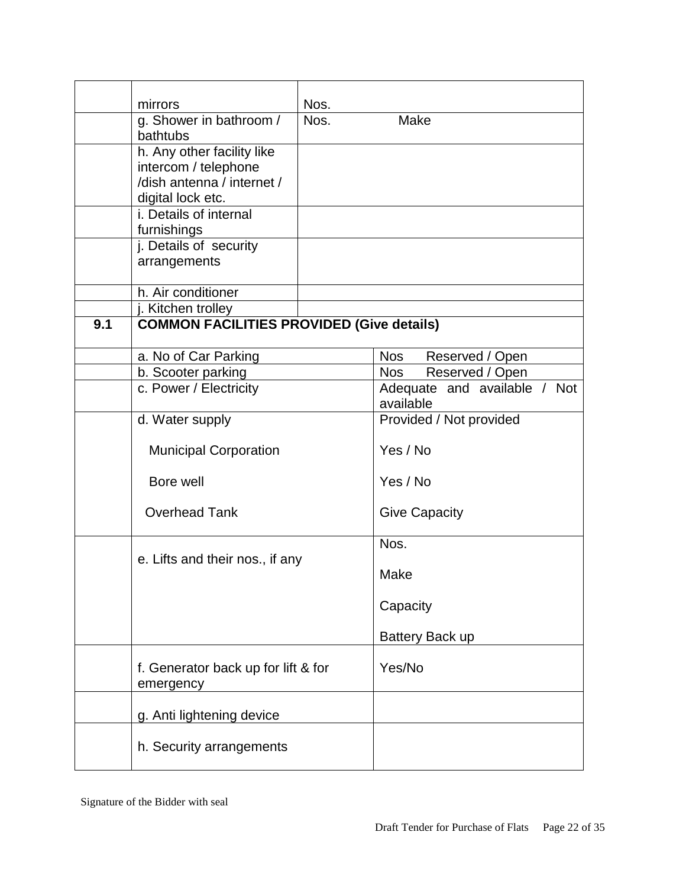| | | | |
|---|---|---|---|
| | mirrors | Nos. | |
| | g. Shower in bathroom / bathtubs | Nos. | Make |
| | h. Any other facility like intercom / telephone /dish antenna / internet / digital lock etc. | | |
| | i. Details of internal furnishings | | |
| | j. Details of security arrangements | | |
| | h. Air conditioner | | |
| | j. Kitchen trolley | | |
| **9.1** | **COMMON FACILITIES PROVIDED (Give details)** | | |
| | a. No of Car Parking | | Nos Reserved / Open |
| | b. Scooter parking | | Nos Reserved / Open |
| | c. Power / Electricity | | Adequate and available / Not available |
| | d. Water supply<br><br>Municipal Corporation<br><br>Bore well<br><br>Overhead Tank | | Provided / Not provided<br><br>Yes / No<br><br>Yes / No<br><br>Give Capacity |
| | e. Lifts and their nos., if any | | Nos.<br><br>Make<br><br>Capacity<br><br>Battery Back up |
| | f. Generator back up for lift & for emergency | | Yes/No |
| | g. Anti lightening device | | |
| | h. Security arrangements | | |

Signature of the Bidder with seal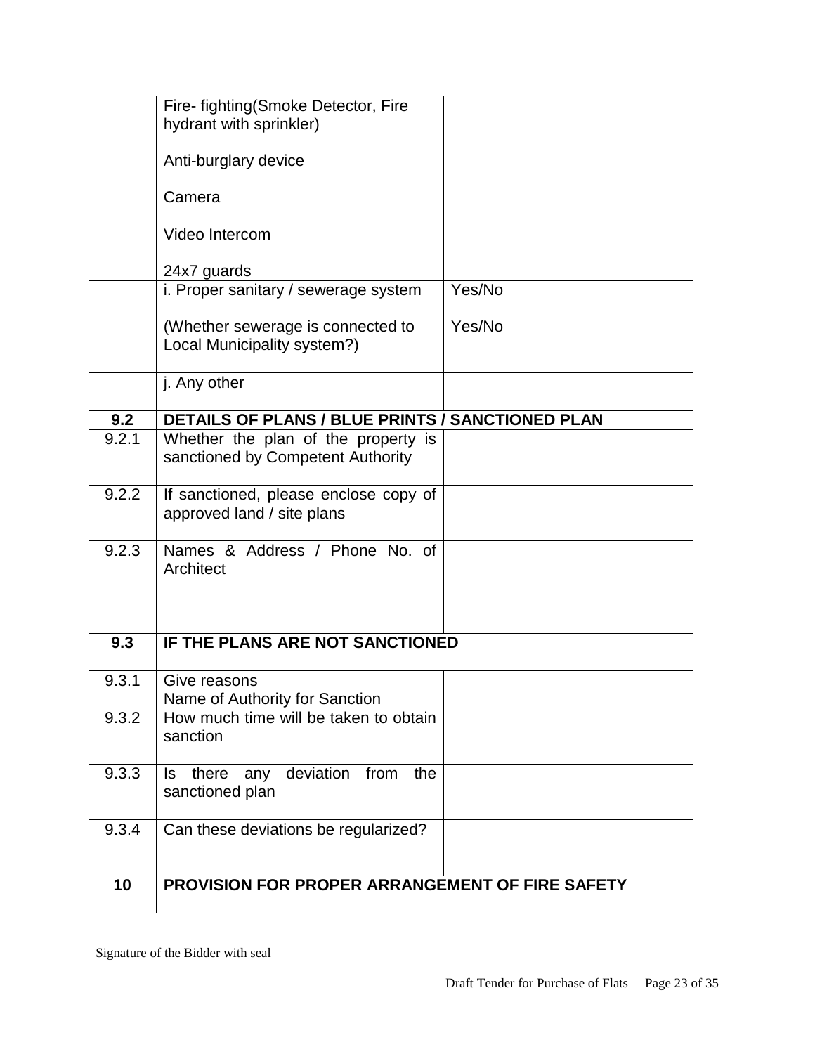| | | |
|---|---|---|
| | Fire- fighting(Smoke Detector, Fire hydrant with sprinkler)<br><br>Anti-burglary device<br><br>Camera<br><br>Video Intercom<br><br>24x7 guards | |
| | i. Proper sanitary / sewerage system<br><br>(Whether sewerage is connected to Local Municipality system?) | Yes/No<br><br>Yes/No |
| | j. Any other | |
| **9.2** | **DETAILS OF PLANS / BLUE PRINTS / SANCTIONED PLAN** | |
| 9.2.1 | Whether the plan of the property is sanctioned by Competent Authority | |
| 9.2.2 | If sanctioned, please enclose copy of approved land / site plans | |
| 9.2.3 | Names & Address / Phone No. of Architect | |
| **9.3** | **IF THE PLANS ARE NOT SANCTIONED** | |
| 9.3.1 | Give reasons<br>Name of Authority for Sanction | |
| 9.3.2 | How much time will be taken to obtain sanction | |
| 9.3.3 | Is there any deviation from the sanctioned plan | |
| 9.3.4 | Can these deviations be regularized? | |
| **10** | **PROVISION FOR PROPER ARRANGEMENT OF FIRE SAFETY** | |

Signature of the Bidder with seal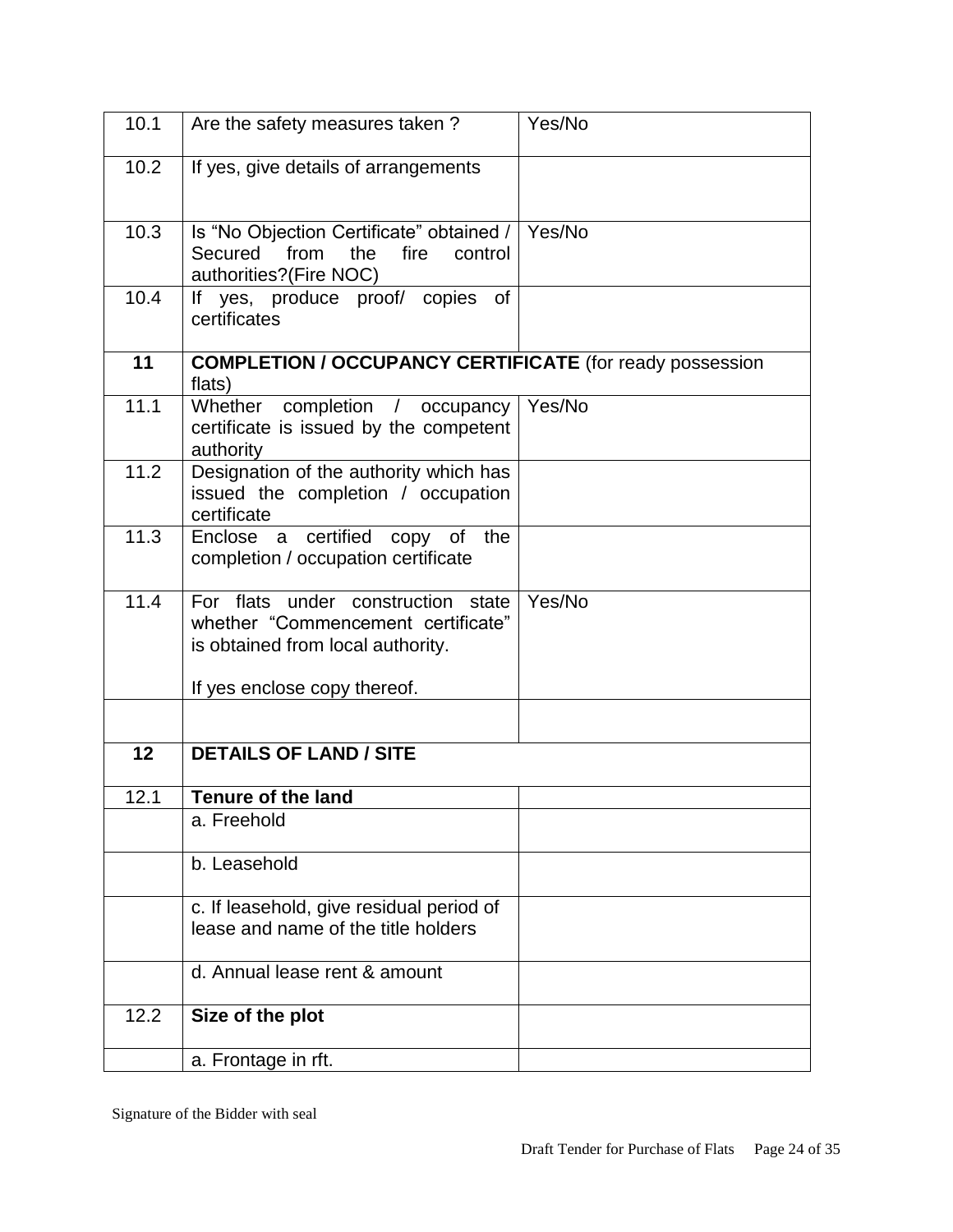| | | |
|---|---|---|
| 10.1 | Are the safety measures taken ? | Yes/No |
| 10.2 | If yes, give details of arrangements | |
| 10.3 | Is "No Objection Certificate" obtained / Secured from the fire control authorities?(Fire NOC) | Yes/No |
| 10.4 | If yes, produce proof/ copies of certificates | |
| **11** | **COMPLETION / OCCUPANCY CERTIFICATE** (for ready possession flats) | |
| 11.1 | Whether completion / occupancy certificate is issued by the competent authority | Yes/No |
| 11.2 | Designation of the authority which has issued the completion / occupation certificate | |
| 11.3 | Enclose a certified copy of the completion / occupation certificate | |
| 11.4 | For flats under construction state whether "Commencement certificate" is obtained from local authority.<br><br>If yes enclose copy thereof. | Yes/No |
| | | |
| **12** | **DETAILS OF LAND / SITE** | |
| 12.1 | **Tenure of the land** | |
| | a. Freehold | |
| | b. Leasehold | |
| | c. If leasehold, give residual period of lease and name of the title holders | |
| | d. Annual lease rent & amount | |
| 12.2 | **Size of the plot** | |
| | a. Frontage in rft. | |

Signature of the Bidder with seal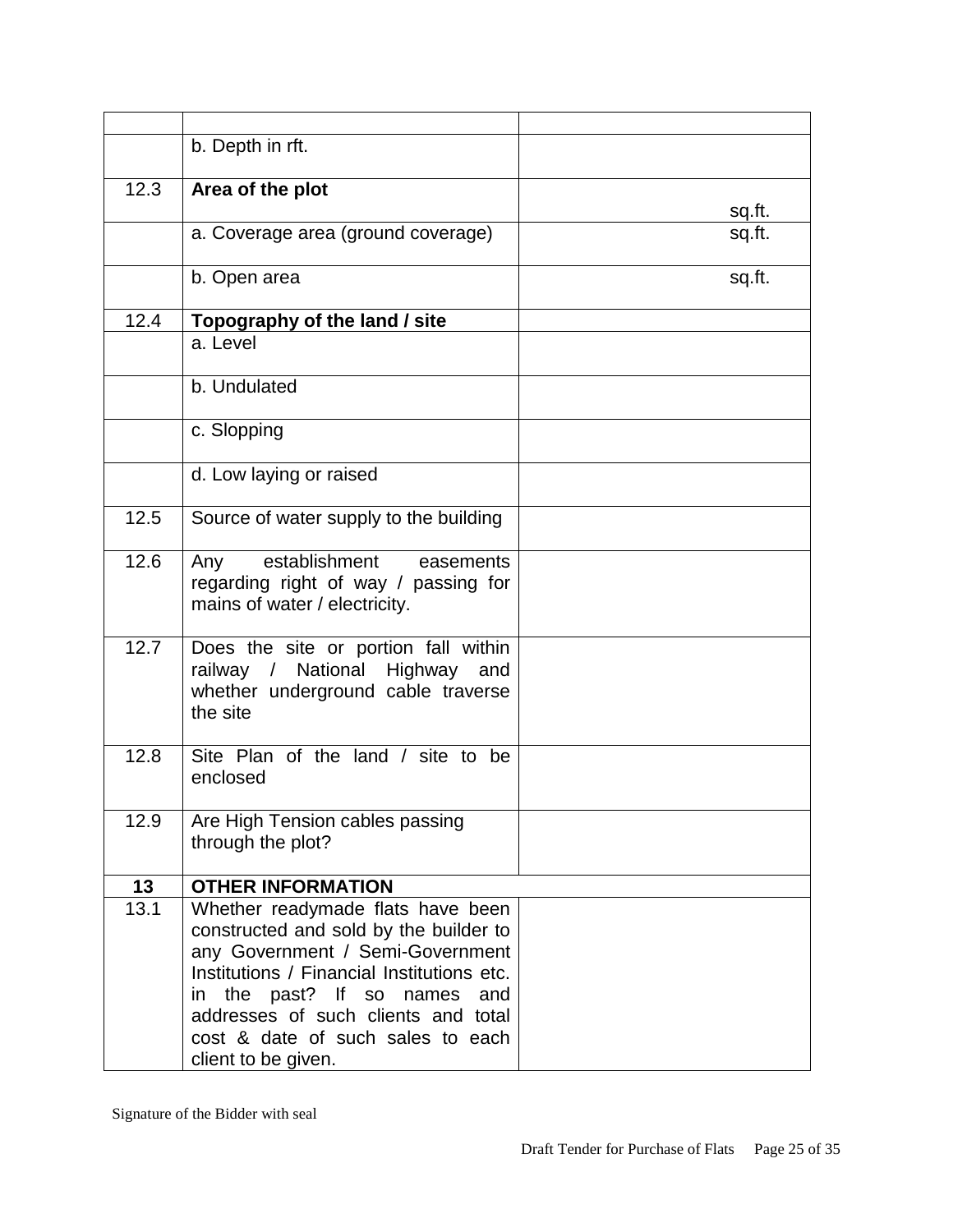| | | |
|---|---|---|
| | b. Depth in rft. | |
| 12.3 | **Area of the plot** | sq.ft. |
| | a. Coverage area (ground coverage) | sq.ft. |
| | b. Open area | sq.ft. |
| 12.4 | **Topography of the land / site** | |
| | a. Level | |
| | b. Undulated | |
| | c. Slopping | |
| | d. Low laying or raised | |
| 12.5 | Source of water supply to the building | |
| 12.6 | Any establishment easements regarding right of way / passing for mains of water / electricity. | |
| 12.7 | Does the site or portion fall within railway / National Highway and whether underground cable traverse the site | |
| 12.8 | Site Plan of the land / site to be enclosed | |
| 12.9 | Are High Tension cables passing through the plot? | |
| **13** | **OTHER INFORMATION** | |
| 13.1 | Whether readymade flats have been constructed and sold by the builder to any Government / Semi-Government Institutions / Financial Institutions etc. in the past? If so names and addresses of such clients and total cost & date of such sales to each client to be given. | |

Signature of the Bidder with seal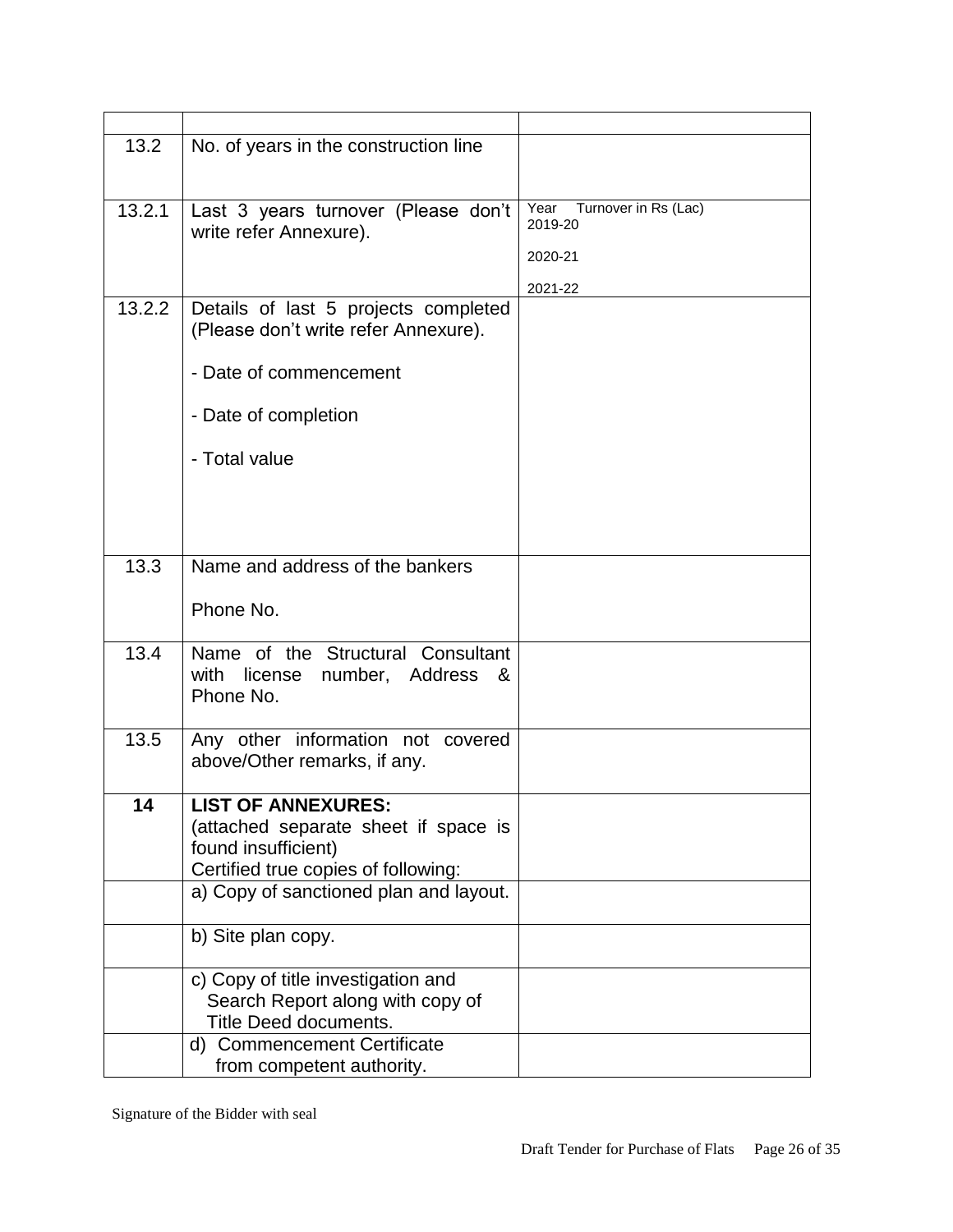| | | |
|---|---|---|
| 13.2 | No. of years in the construction line | |
| 13.2.1 | Last 3 years turnover (Please don't write refer Annexure). | Year Turnover in Rs (Lac)<br>2019-20<br>2020-21<br>2021-22 |
| 13.2.2 | Details of last 5 projects completed (Please don't write refer Annexure).<br>- Date of commencement<br>- Date of completion<br>- Total value | |
| 13.3 | Name and address of the bankers<br>Phone No. | |
| 13.4 | Name of the Structural Consultant with license number, Address & Phone No. | |
| 13.5 | Any other information not covered above/Other remarks, if any. | |
| **14** | **LIST OF ANNEXURES:**<br>(attached separate sheet if space is found insufficient)<br>Certified true copies of following: | |
| | a) Copy of sanctioned plan and layout. | |
| | b) Site plan copy. | |
| | c) Copy of title investigation and Search Report along with copy of Title Deed documents. | |
| | d) Commencement Certificate from competent authority. | |

Signature of the Bidder with seal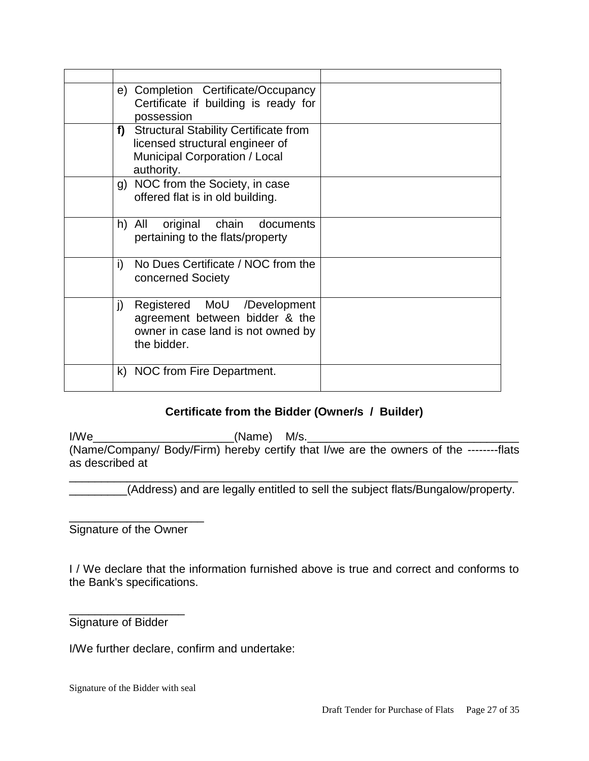| | | |
|---|---|---|
| | e) Completion Certificate/Occupancy Certificate if building is ready for possession | |
| | **f)** Structural Stability Certificate from licensed structural engineer of Municipal Corporation / Local authority. | |
| | g) NOC from the Society, in case offered flat is in old building. | |
| | h) All original chain documents pertaining to the flats/property | |
| | i) No Dues Certificate / NOC from the concerned Society | |
| | j) Registered MoU /Development agreement between bidder & the owner in case land is not owned by the bidder. | |
| | k) NOC from Fire Department. | |

**Certificate from the Bidder (Owner/s / Builder)**

I/We______________________(Name) M/s.________________________________ (Name/Company/ Body/Firm) hereby certify that I/we are the owners of the --------flats as described at ________________________________________________________________________ _________(Address) and are legally entitled to sell the subject flats/Bungalow/property.

_____________________
Signature of the Owner

I / We declare that the information furnished above is true and correct and conforms to the Bank's specifications.

__________________
Signature of Bidder

I/We further declare, confirm and undertake:

Signature of the Bidder with seal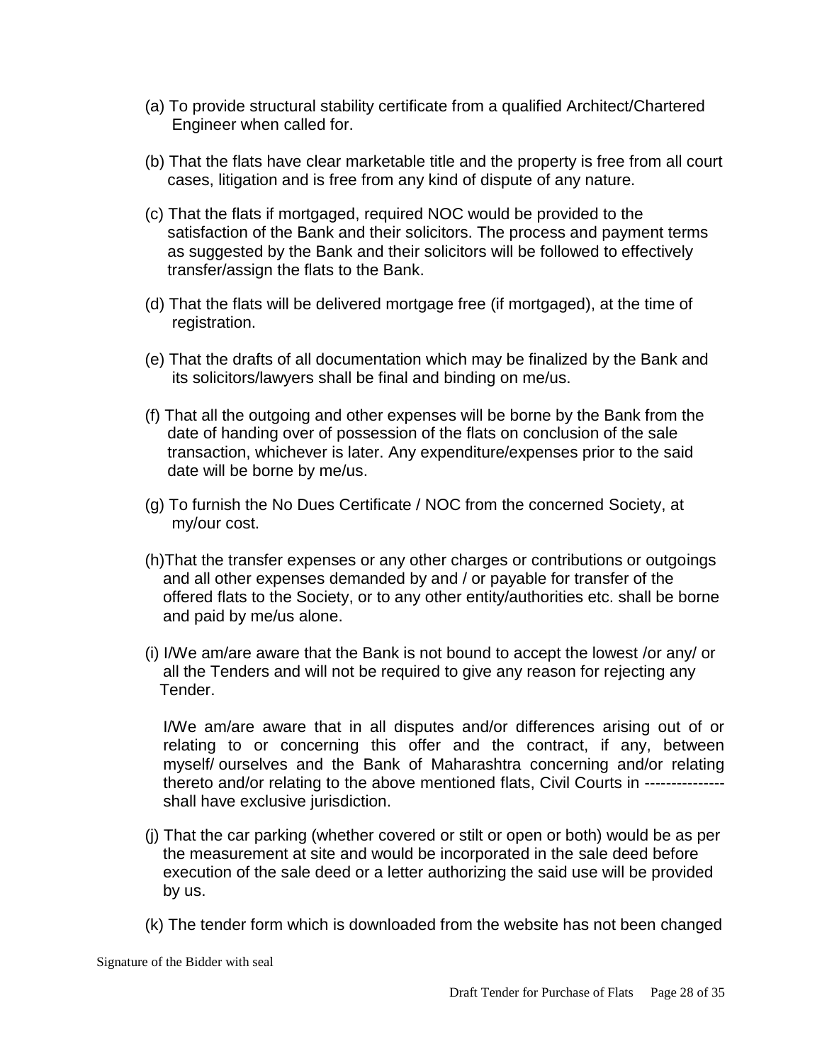(a) To provide structural stability certificate from a qualified Architect/Chartered Engineer when called for.

(b) That the flats have clear marketable title and the property is free from all court cases, litigation and is free from any kind of dispute of any nature.

(c) That the flats if mortgaged, required NOC would be provided to the satisfaction of the Bank and their solicitors. The process and payment terms as suggested by the Bank and their solicitors will be followed to effectively transfer/assign the flats to the Bank.

(d) That the flats will be delivered mortgage free (if mortgaged), at the time of registration.

(e) That the drafts of all documentation which may be finalized by the Bank and its solicitors/lawyers shall be final and binding on me/us.

(f) That all the outgoing and other expenses will be borne by the Bank from the date of handing over of possession of the flats on conclusion of the sale transaction, whichever is later. Any expenditure/expenses prior to the said date will be borne by me/us.

(g) To furnish the No Dues Certificate / NOC from the concerned Society, at my/our cost.

(h)That the transfer expenses or any other charges or contributions or outgoings and all other expenses demanded by and / or payable for transfer of the offered flats to the Society, or to any other entity/authorities etc. shall be borne and paid by me/us alone.

(i) I/We am/are aware that the Bank is not bound to accept the lowest /or any/ or all the Tenders and will not be required to give any reason for rejecting any Tender.

I/We am/are aware that in all disputes and/or differences arising out of or relating to or concerning this offer and the contract, if any, between myself/ ourselves and the Bank of Maharashtra concerning and/or relating thereto and/or relating to the above mentioned flats, Civil Courts in --------------- shall have exclusive jurisdiction.

(j) That the car parking (whether covered or stilt or open or both) would be as per the measurement at site and would be incorporated in the sale deed before execution of the sale deed or a letter authorizing the said use will be provided by us.

(k) The tender form which is downloaded from the website has not been changed

Signature of the Bidder with seal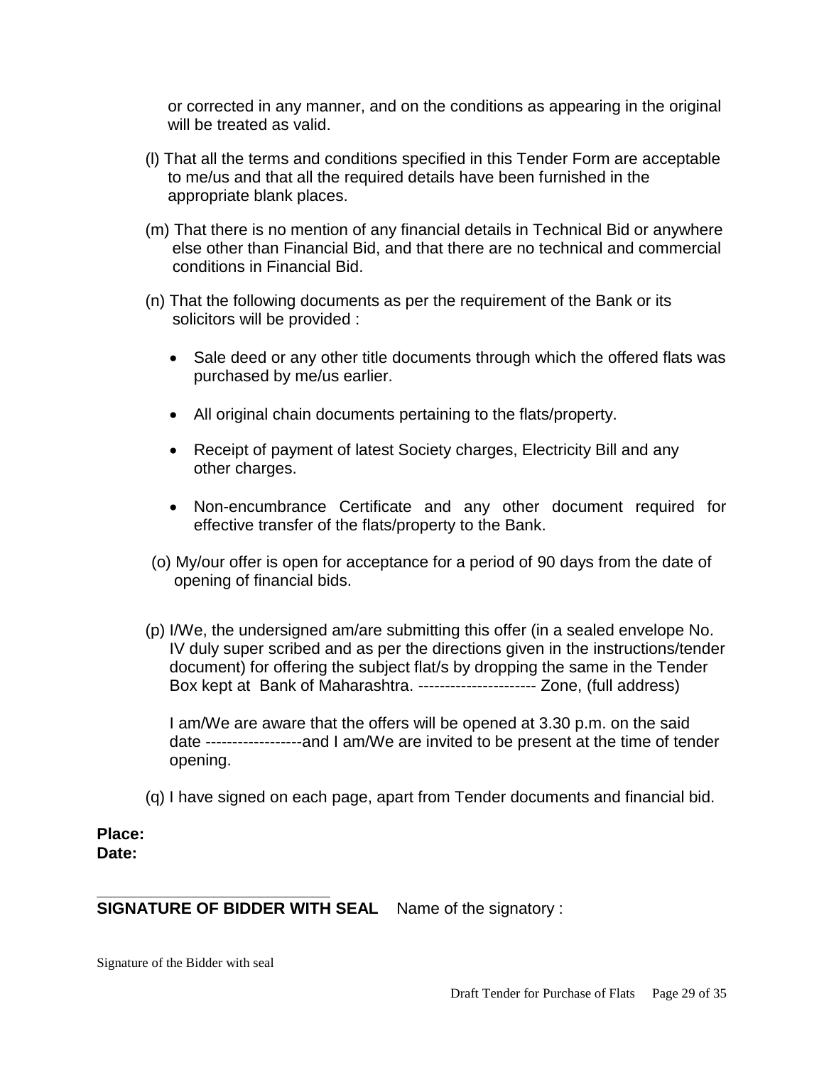or corrected in any manner, and on the conditions as appearing in the original will be treated as valid.

(l) That all the terms and conditions specified in this Tender Form are acceptable to me/us and that all the required details have been furnished in the appropriate blank places.

(m) That there is no mention of any financial details in Technical Bid or anywhere else other than Financial Bid, and that there are no technical and commercial conditions in Financial Bid.

(n) That the following documents as per the requirement of the Bank or its solicitors will be provided :

- Sale deed or any other title documents through which the offered flats was purchased by me/us earlier.
- All original chain documents pertaining to the flats/property.
- Receipt of payment of latest Society charges, Electricity Bill and any other charges.
- Non-encumbrance Certificate and any other document required for effective transfer of the flats/property to the Bank.

(o) My/our offer is open for acceptance for a period of 90 days from the date of opening of financial bids.

(p) I/We, the undersigned am/are submitting this offer (in a sealed envelope No. IV duly super scribed and as per the directions given in the instructions/tender document) for offering the subject flat/s by dropping the same in the Tender Box kept at Bank of Maharashtra. ---------------------- Zone, (full address)

I am/We are aware that the offers will be opened at 3.30 p.m. on the said date ------------------and I am/We are invited to be present at the time of tender opening.

(q) I have signed on each page, apart from Tender documents and financial bid.

**Place:**
**Date:**

____________________________
**SIGNATURE OF BIDDER WITH SEAL** Name of the signatory :

Signature of the Bidder with seal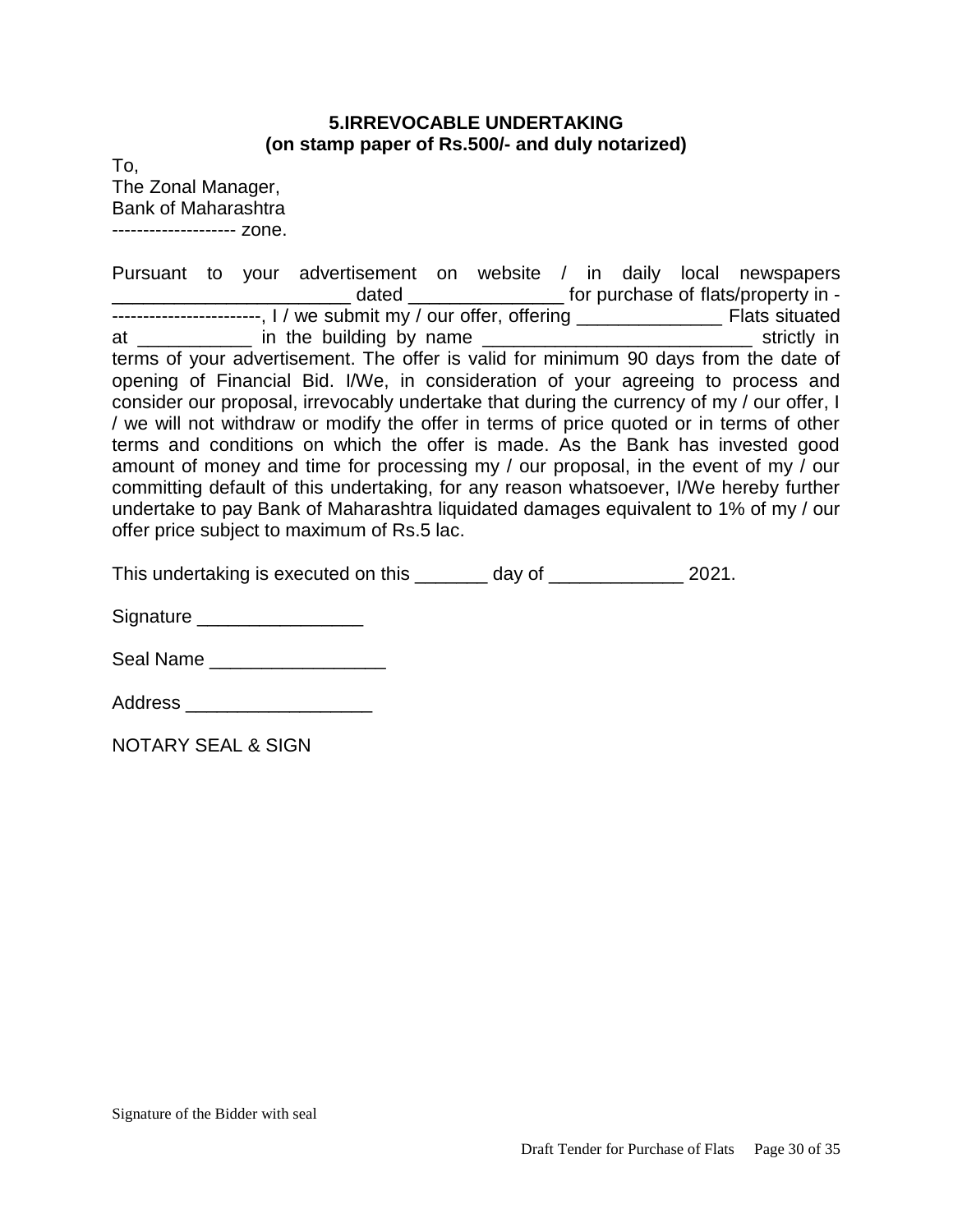**5.IRREVOCABLE UNDERTAKING**
**(on stamp paper of Rs.500/- and duly notarized)**

To,
The Zonal Manager,
Bank of Maharashtra
-------------------- zone.

Pursuant to your advertisement on website / in daily local newspapers _______________________ dated _______________ for purchase of flats/property in ------------------------, I / we submit my / our offer, offering ______________ Flats situated at ___________ in the building by name __________________________ strictly in terms of your advertisement. The offer is valid for minimum 90 days from the date of opening of Financial Bid. I/We, in consideration of your agreeing to process and consider our proposal, irrevocably undertake that during the currency of my / our offer, I / we will not withdraw or modify the offer in terms of price quoted or in terms of other terms and conditions on which the offer is made. As the Bank has invested good amount of money and time for processing my / our proposal, in the event of my / our committing default of this undertaking, for any reason whatsoever, I/We hereby further undertake to pay Bank of Maharashtra liquidated damages equivalent to 1% of my / our offer price subject to maximum of Rs.5 lac.

This undertaking is executed on this _______ day of _____________ 2021.

Signature ________________

Seal Name _________________

Address __________________

NOTARY SEAL & SIGN

Signature of the Bidder with seal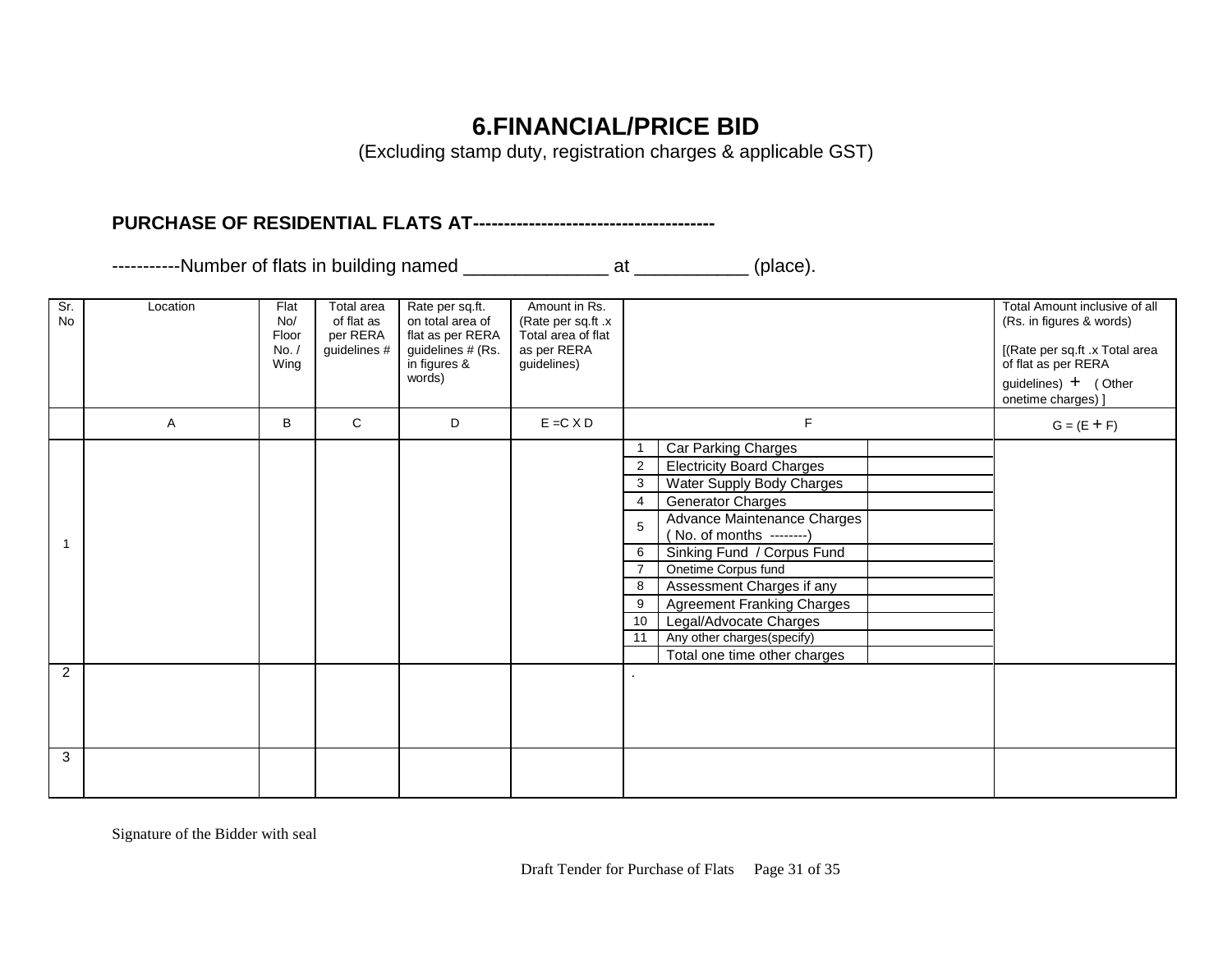# 6.FINANCIAL/PRICE BID

(Excluding stamp duty, registration charges & applicable GST)

**PURCHASE OF RESIDENTIAL FLATS AT--------------------------------------**

-----------Number of flats in building named ______________ at ___________ (place).

| Sr. No | Location | Flat No/ Floor No. / Wing | Total area of flat as per RERA guidelines # | Rate per sq.ft. on total area of flat as per RERA guidelines # (Rs. in figures & words) | Amount in Rs. (Rate per sq.ft .x Total area of flat as per RERA guidelines) | | | | Total Amount inclusive of all (Rs. in figures & words) [(Rate per sq.ft .x Total area of flat as per RERA guidelines) + ( Other onetime charges) ] |
|---|---|---|---|---|---|---|---|---|---|
| | A | B | C | D | E =C X D | F | | | G = (E + F) |
| 1 | | | | | | 1 | Car Parking Charges | | |
| | | | | | | 2 | Electricity Board Charges | | |
| | | | | | | 3 | Water Supply Body Charges | | |
| | | | | | | 4 | Generator Charges | | |
| | | | | | | 5 | Advance Maintenance Charges ( No. of months --------) | | |
| | | | | | | 6 | Sinking Fund / Corpus Fund | | |
| | | | | | | 7 | Onetime Corpus fund | | |
| | | | | | | 8 | Assessment Charges if any | | |
| | | | | | | 9 | Agreement Franking Charges | | |
| | | | | | | 10 | Legal/Advocate Charges | | |
| | | | | | | 11 | Any other charges(specify) | | |
| | | | | | | | Total one time other charges | | |
| 2 | | | | | | . | | | |
| 3 | | | | | | | | | |

Signature of the Bidder with seal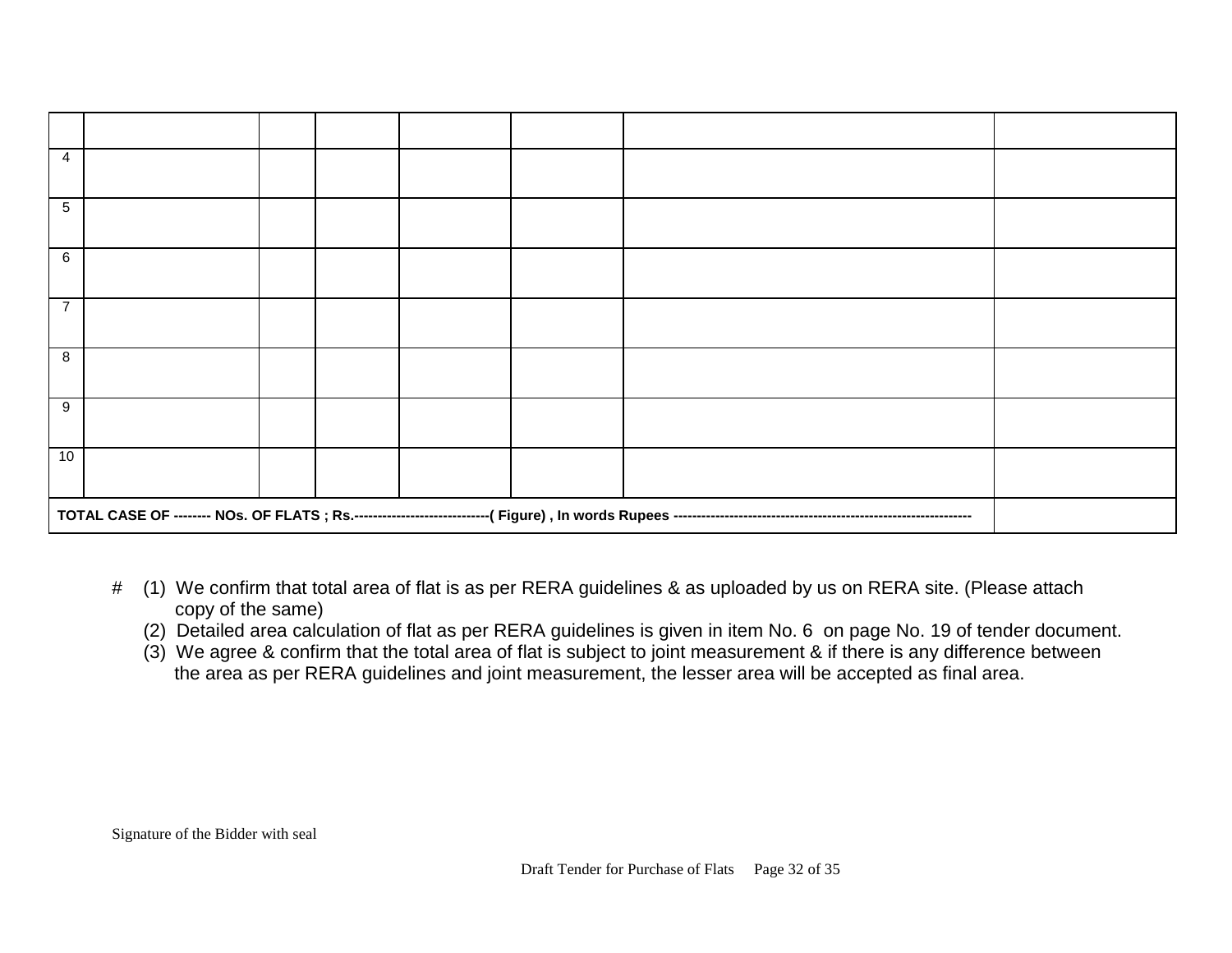| | | | | | | | |
|---|---|---|---|---|---|---|---|
| 4 | | | | | | | |
| 5 | | | | | | | |
| 6 | | | | | | | |
| 7 | | | | | | | |
| 8 | | | | | | | |
| 9 | | | | | | | |
| 10 | | | | | | | |
| **TOTAL CASE OF -------- NOs. OF FLATS ; Rs.-----------------------------( Figure) , In words Rupees ---------------------------------------------------------------** | | | | | | | |

# (1) We confirm that total area of flat is as per RERA guidelines & as uploaded by us on RERA site. (Please attach copy of the same)

(2) Detailed area calculation of flat as per RERA guidelines is given in item No. 6 on page No. 19 of tender document.

(3) We agree & confirm that the total area of flat is subject to joint measurement & if there is any difference between the area as per RERA guidelines and joint measurement, the lesser area will be accepted as final area.

Signature of the Bidder with seal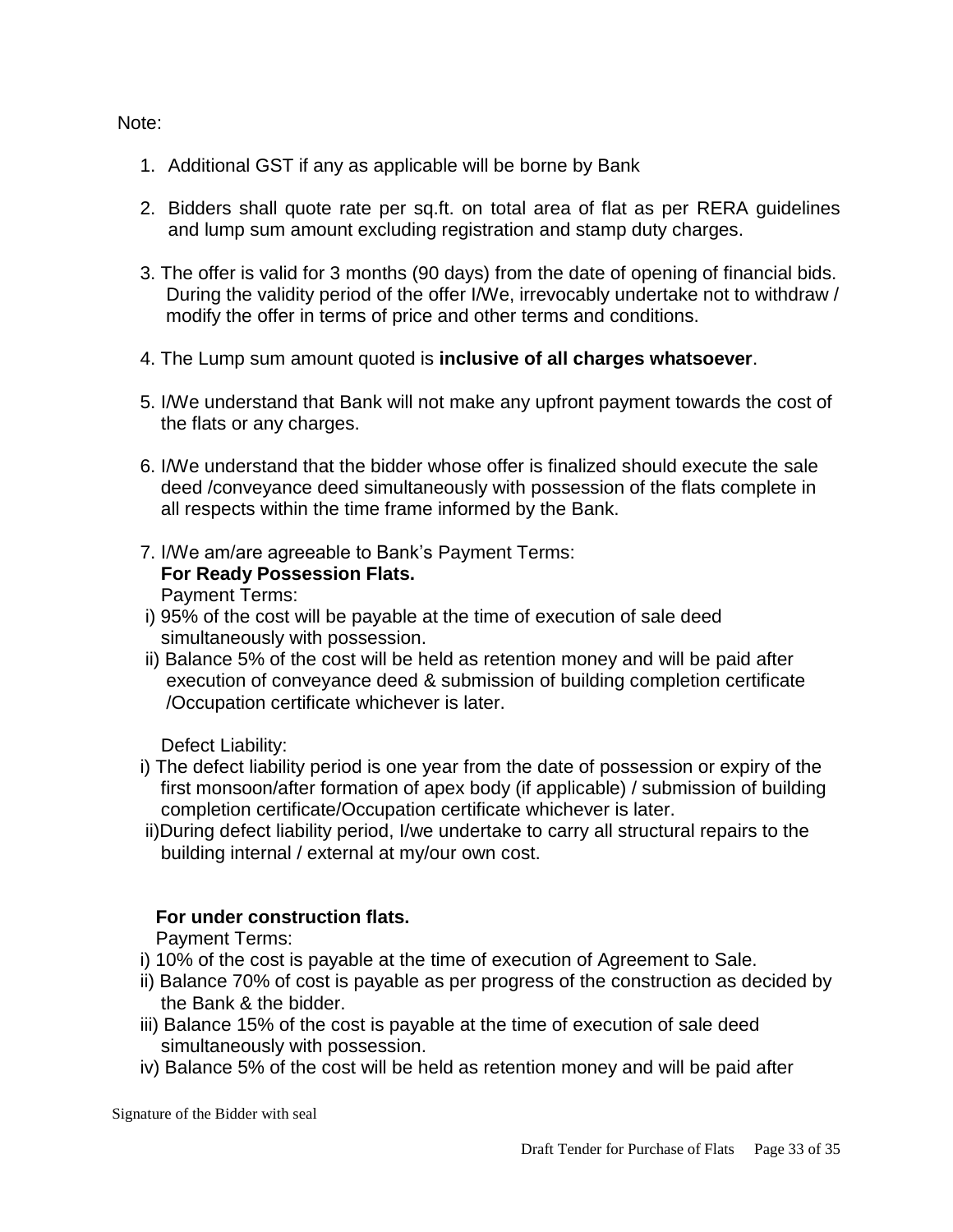Note:

1. Additional GST if any as applicable will be borne by Bank
2. Bidders shall quote rate per sq.ft. on total area of flat as per RERA guidelines and lump sum amount excluding registration and stamp duty charges.
3. The offer is valid for 3 months (90 days) from the date of opening of financial bids. During the validity period of the offer I/We, irrevocably undertake not to withdraw / modify the offer in terms of price and other terms and conditions.
4. The Lump sum amount quoted is **inclusive of all charges whatsoever**.
5. I/We understand that Bank will not make any upfront payment towards the cost of the flats or any charges.
6. I/We understand that the bidder whose offer is finalized should execute the sale deed /conveyance deed simultaneously with possession of the flats complete in all respects within the time frame informed by the Bank.
7. I/We am/are agreeable to Bank's Payment Terms:

**For Ready Possession Flats.**

Payment Terms:

i) 95% of the cost will be payable at the time of execution of sale deed simultaneously with possession.

ii) Balance 5% of the cost will be held as retention money and will be paid after execution of conveyance deed & submission of building completion certificate /Occupation certificate whichever is later.

Defect Liability:

i) The defect liability period is one year from the date of possession or expiry of the first monsoon/after formation of apex body (if applicable) / submission of building completion certificate/Occupation certificate whichever is later.

ii)During defect liability period, I/we undertake to carry all structural repairs to the building internal / external at my/our own cost.

**For under construction flats.**

Payment Terms:

i) 10% of the cost is payable at the time of execution of Agreement to Sale.

ii) Balance 70% of cost is payable as per progress of the construction as decided by the Bank & the bidder.

iii) Balance 15% of the cost is payable at the time of execution of sale deed simultaneously with possession.

iv) Balance 5% of the cost will be held as retention money and will be paid after

Signature of the Bidder with seal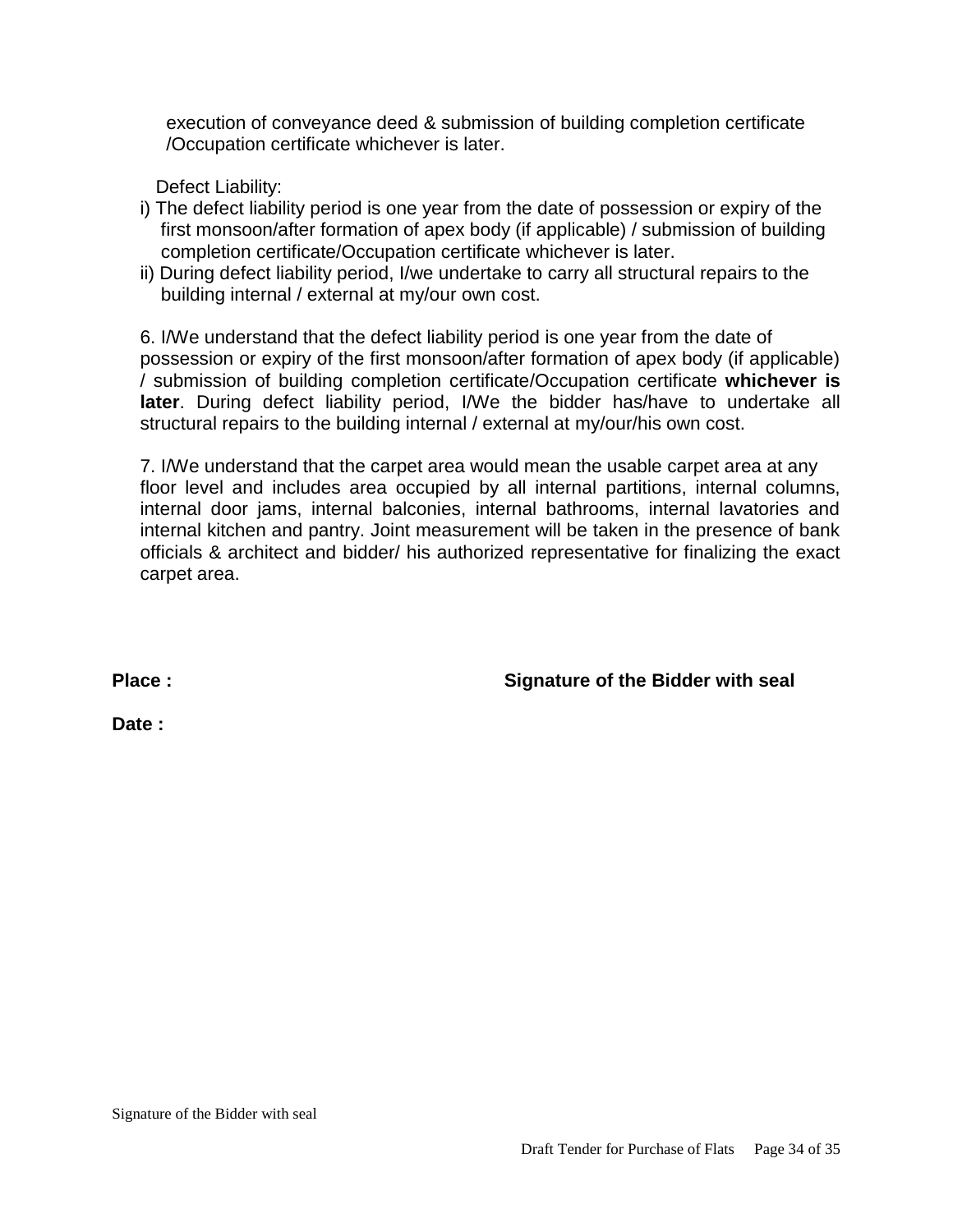execution of conveyance deed & submission of building completion certificate /Occupation certificate whichever is later.

Defect Liability:

i) The defect liability period is one year from the date of possession or expiry of the first monsoon/after formation of apex body (if applicable) / submission of building completion certificate/Occupation certificate whichever is later.

ii) During defect liability period, I/we undertake to carry all structural repairs to the building internal / external at my/our own cost.

6. I/We understand that the defect liability period is one year from the date of possession or expiry of the first monsoon/after formation of apex body (if applicable) / submission of building completion certificate/Occupation certificate **whichever is later**. During defect liability period, I/We the bidder has/have to undertake all structural repairs to the building internal / external at my/our/his own cost.

7. I/We understand that the carpet area would mean the usable carpet area at any floor level and includes area occupied by all internal partitions, internal columns, internal door jams, internal balconies, internal bathrooms, internal lavatories and internal kitchen and pantry. Joint measurement will be taken in the presence of bank officials & architect and bidder/ his authorized representative for finalizing the exact carpet area.

**Place :** **Signature of the Bidder with seal**

**Date :**

Signature of the Bidder with seal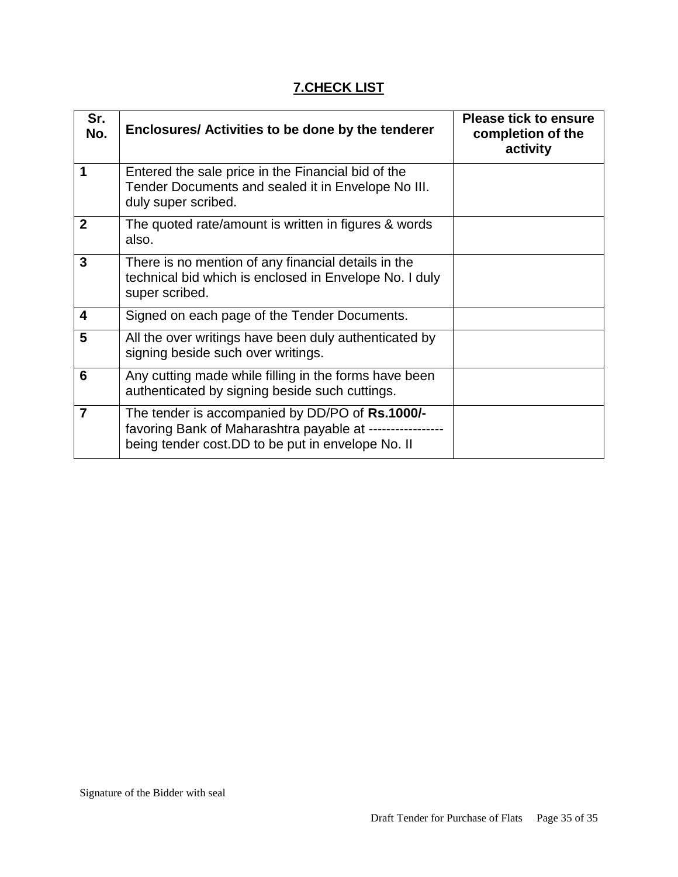## 7.CHECK LIST

| Sr. No. | Enclosures/ Activities to be done by the tenderer | Please tick to ensure completion of the activity |
|---|---|---|
| 1 | Entered the sale price in the Financial bid of the Tender Documents and sealed it in Envelope No III. duly super scribed. | |
| 2 | The quoted rate/amount is written in figures & words also. | |
| 3 | There is no mention of any financial details in the technical bid which is enclosed in Envelope No. I duly super scribed. | |
| 4 | Signed on each page of the Tender Documents. | |
| 5 | All the over writings have been duly authenticated by signing beside such over writings. | |
| 6 | Any cutting made while filling in the forms have been authenticated by signing beside such cuttings. | |
| 7 | The tender is accompanied by DD/PO of **Rs.1000/-** favoring Bank of Maharashtra payable at ---------------- being tender cost.DD to be put in envelope No. II | |

Signature of the Bidder with seal